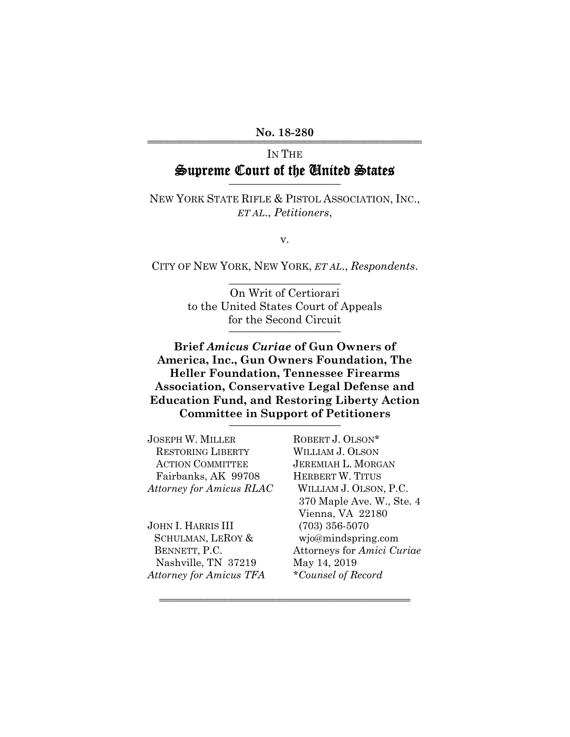**No. 18-280**

---

IN THE

# Supreme Court of the United States

---

NEW YORK STATE RIFLE & PISTOL ASSOCIATION, INC., *ET AL.*, *Petitioners*,

v.

CITY OF NEW YORK, NEW YORK, *ET AL.*, *Respondents*.

---

On Writ of Certiorari
to the United States Court of Appeals
for the Second Circuit

---

**Brief *Amicus Curiae* of Gun Owners of America, Inc., Gun Owners Foundation, The Heller Foundation, Tennessee Firearms Association, Conservative Legal Defense and Education Fund, and Restoring Liberty Action Committee in Support of Petitioners**

---

JOSEPH W. MILLER
RESTORING LIBERTY ACTION COMMITTEE
Fairbanks, AK 99708
*Attorney for Amicus RLAC*

JOHN I. HARRIS III
SCHULMAN, LEROY & BENNETT, P.C.
Nashville, TN 37219
*Attorney for Amicus TFA*

ROBERT J. OLSON*
WILLIAM J. OLSON
JEREMIAH L. MORGAN
HERBERT W. TITUS
WILLIAM J. OLSON, P.C.
370 Maple Ave. W., Ste. 4
Vienna, VA 22180
(703) 356-5070
wjo@mindspring.com
Attorneys for *Amici Curiae*
May 14, 2019
**Counsel of Record*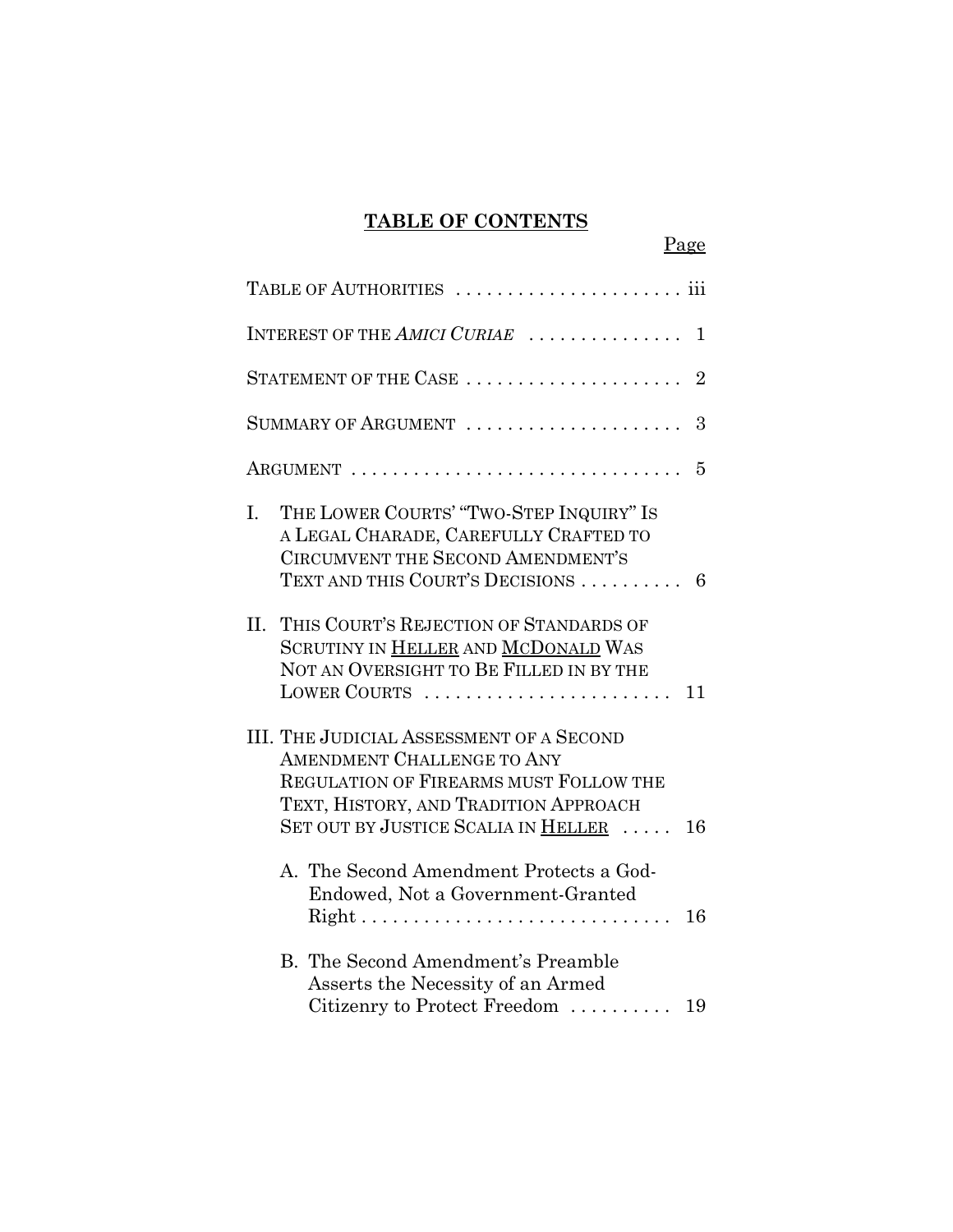**TABLE OF CONTENTS**

Page

TABLE OF AUTHORITIES . . . . . . . . . . . . . . . . . . . . . . iii

INTEREST OF THE *AMICI CURIAE* . . . . . . . . . . . . . . . 1

STATEMENT OF THE CASE . . . . . . . . . . . . . . . . . . . . . 2

SUMMARY OF ARGUMENT . . . . . . . . . . . . . . . . . . . . . 3

ARGUMENT . . . . . . . . . . . . . . . . . . . . . . . . . . . . . . . . 5

I. THE LOWER COURTS' "TWO-STEP INQUIRY" IS A LEGAL CHARADE, CAREFULLY CRAFTED TO CIRCUMVENT THE SECOND AMENDMENT'S TEXT AND THIS COURT'S DECISIONS . . . . . . . . . . 6

II. THIS COURT'S REJECTION OF STANDARDS OF SCRUTINY IN HELLER AND MCDONALD WAS NOT AN OVERSIGHT TO BE FILLED IN BY THE LOWER COURTS . . . . . . . . . . . . . . . . . . . . . . . . 11

III. THE JUDICIAL ASSESSMENT OF A SECOND AMENDMENT CHALLENGE TO ANY REGULATION OF FIREARMS MUST FOLLOW THE TEXT, HISTORY, AND TRADITION APPROACH SET OUT BY JUSTICE SCALIA IN HELLER . . . . . 16

A. The Second Amendment Protects a God-Endowed, Not a Government-Granted Right . . . . . . . . . . . . . . . . . . . . . . . . . . . . . . 16

B. The Second Amendment's Preamble Asserts the Necessity of an Armed Citizenry to Protect Freedom . . . . . . . . . . 19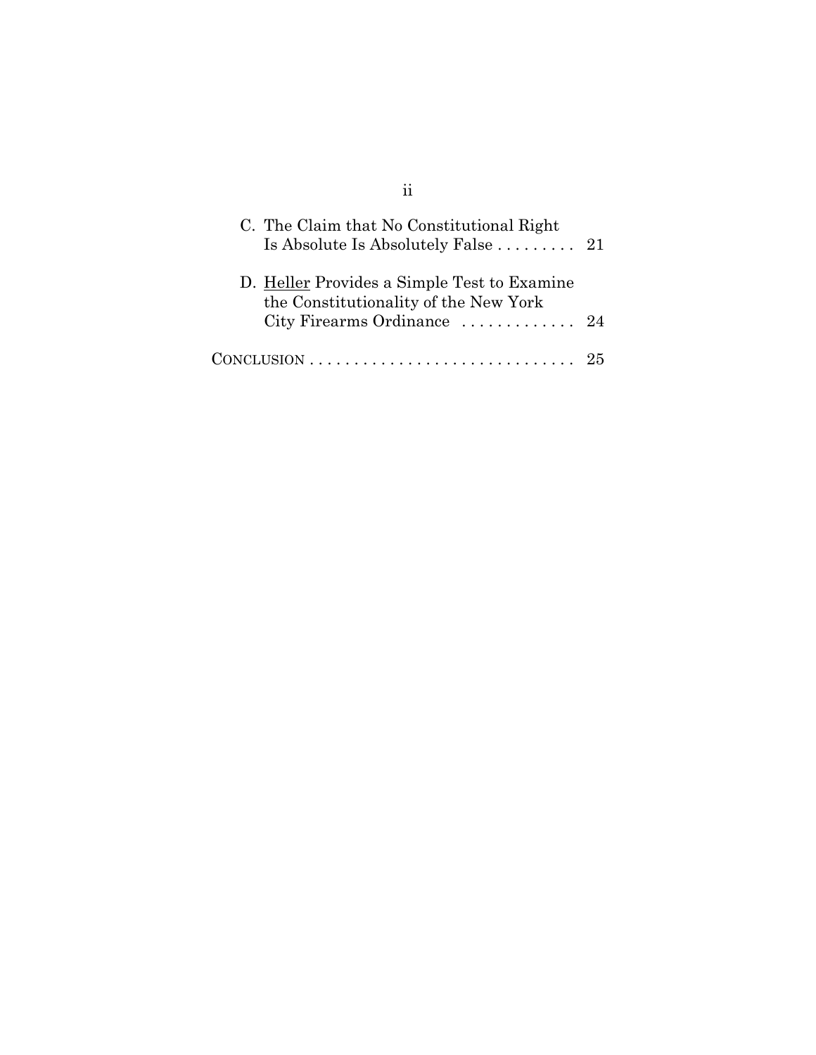C. The Claim that No Constitutional Right Is Absolute Is Absolutely False . . . . . . . . . 21

D. Heller Provides a Simple Test to Examine the Constitutionality of the New York City Firearms Ordinance . . . . . . . . . . . . . 24

CONCLUSION . . . . . . . . . . . . . . . . . . . . . . . . . . . . . . 25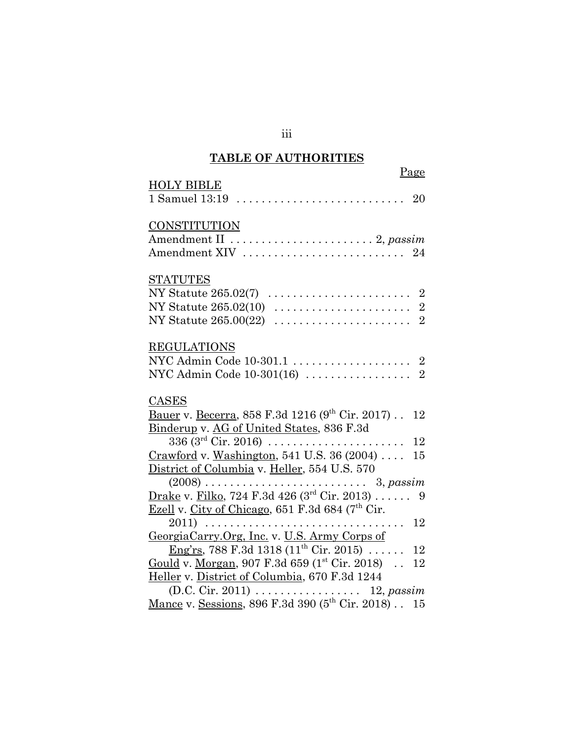# TABLE OF AUTHORITIES

Page

HOLY BIBLE

1 Samuel 13:19 . . . . . . . . . . . . . . . . . . . . . . . . . . . 20

CONSTITUTION

Amendment II . . . . . . . . . . . . . . . . . . . . . . . . 2, *passim*

Amendment XIV . . . . . . . . . . . . . . . . . . . . . . . . . 24

STATUTES

NY Statute 265.02(7) . . . . . . . . . . . . . . . . . . . . . . . 2

NY Statute 265.02(10) . . . . . . . . . . . . . . . . . . . . . 2

NY Statute 265.00(22) . . . . . . . . . . . . . . . . . . . . . 2

REGULATIONS

NYC Admin Code 10-301.1 . . . . . . . . . . . . . . . . . . . 2

NYC Admin Code 10-301(16) . . . . . . . . . . . . . . . . . 2

CASES

Bauer v. Becerra, 858 F.3d 1216 (9th Cir. 2017) . . 12

Binderup v. AG of United States, 836 F.3d 336 (3rd Cir. 2016) . . . . . . . . . . . . . . . . . . . . . . 12

Crawford v. Washington, 541 U.S. 36 (2004) . . . . 15

District of Columbia v. Heller, 554 U.S. 570 (2008) . . . . . . . . . . . . . . . . . . . . . . . . . . 3, *passim*

Drake v. Filko, 724 F.3d 426 (3rd Cir. 2013) . . . . . . 9

Ezell v. City of Chicago, 651 F.3d 684 (7th Cir. 2011) . . . . . . . . . . . . . . . . . . . . . . . . . . . . . . . . 12

GeorgiaCarry.Org, Inc. v. U.S. Army Corps of Eng'rs, 788 F.3d 1318 (11th Cir. 2015) . . . . . . 12

Gould v. Morgan, 907 F.3d 659 (1st Cir. 2018) . . 12

Heller v. District of Columbia, 670 F.3d 1244 (D.C. Cir. 2011) . . . . . . . . . . . . . . . . . . 12, *passim*

Mance v. Sessions, 896 F.3d 390 (5th Cir. 2018) . . 15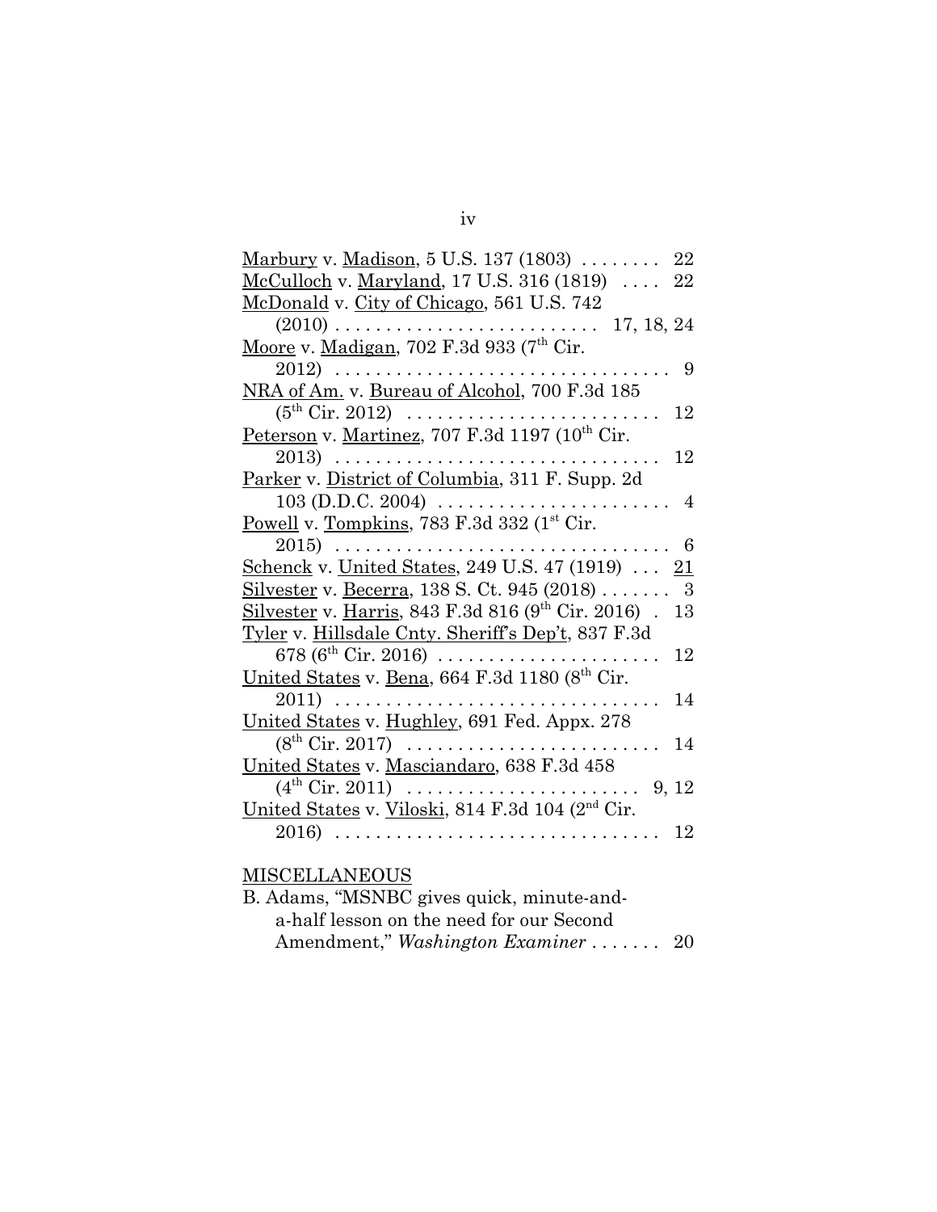Marbury v. Madison, 5 U.S. 137 (1803) . . . . . . . . 22

McCulloch v. Maryland, 17 U.S. 316 (1819) . . . . 22

McDonald v. City of Chicago, 561 U.S. 742 (2010) . . . . . . . . . . . . . . . . . . . . . . . . . 17, 18, 24

Moore v. Madigan, 702 F.3d 933 (7th Cir. 2012) . . . . . . . . . . . . . . . . . . . . . . . . . . . . . . . . . 9

NRA of Am. v. Bureau of Alcohol, 700 F.3d 185 (5th Cir. 2012) . . . . . . . . . . . . . . . . . . . . . . . . . 12

Peterson v. Martinez, 707 F.3d 1197 (10th Cir. 2013) . . . . . . . . . . . . . . . . . . . . . . . . . . . . . . . 12

Parker v. District of Columbia, 311 F. Supp. 2d 103 (D.D.C. 2004) . . . . . . . . . . . . . . . . . . . . . . . 4

Powell v. Tompkins, 783 F.3d 332 (1st Cir. 2015) . . . . . . . . . . . . . . . . . . . . . . . . . . . . . . . . . 6

Schenck v. United States, 249 U.S. 47 (1919) . . . 21

Silvester v. Becerra, 138 S. Ct. 945 (2018) . . . . . . . 3

Silvester v. Harris, 843 F.3d 816 (9th Cir. 2016) . 13

Tyler v. Hillsdale Cnty. Sheriff's Dep't, 837 F.3d 678 (6th Cir. 2016) . . . . . . . . . . . . . . . . . . . . . . 12

United States v. Bena, 664 F.3d 1180 (8th Cir. 2011) . . . . . . . . . . . . . . . . . . . . . . . . . . . . . . . 14

United States v. Hughley, 691 Fed. Appx. 278 (8th Cir. 2017) . . . . . . . . . . . . . . . . . . . . . . . . . 14

United States v. Masciandaro, 638 F.3d 458 (4th Cir. 2011) . . . . . . . . . . . . . . . . . . . . . . . 9, 12

United States v. Viloski, 814 F.3d 104 (2nd Cir. 2016) . . . . . . . . . . . . . . . . . . . . . . . . . . . . . . . 12

MISCELLANEOUS

B. Adams, "MSNBC gives quick, minute-and-a-half lesson on the need for our Second Amendment," *Washington Examiner* . . . . . . . 20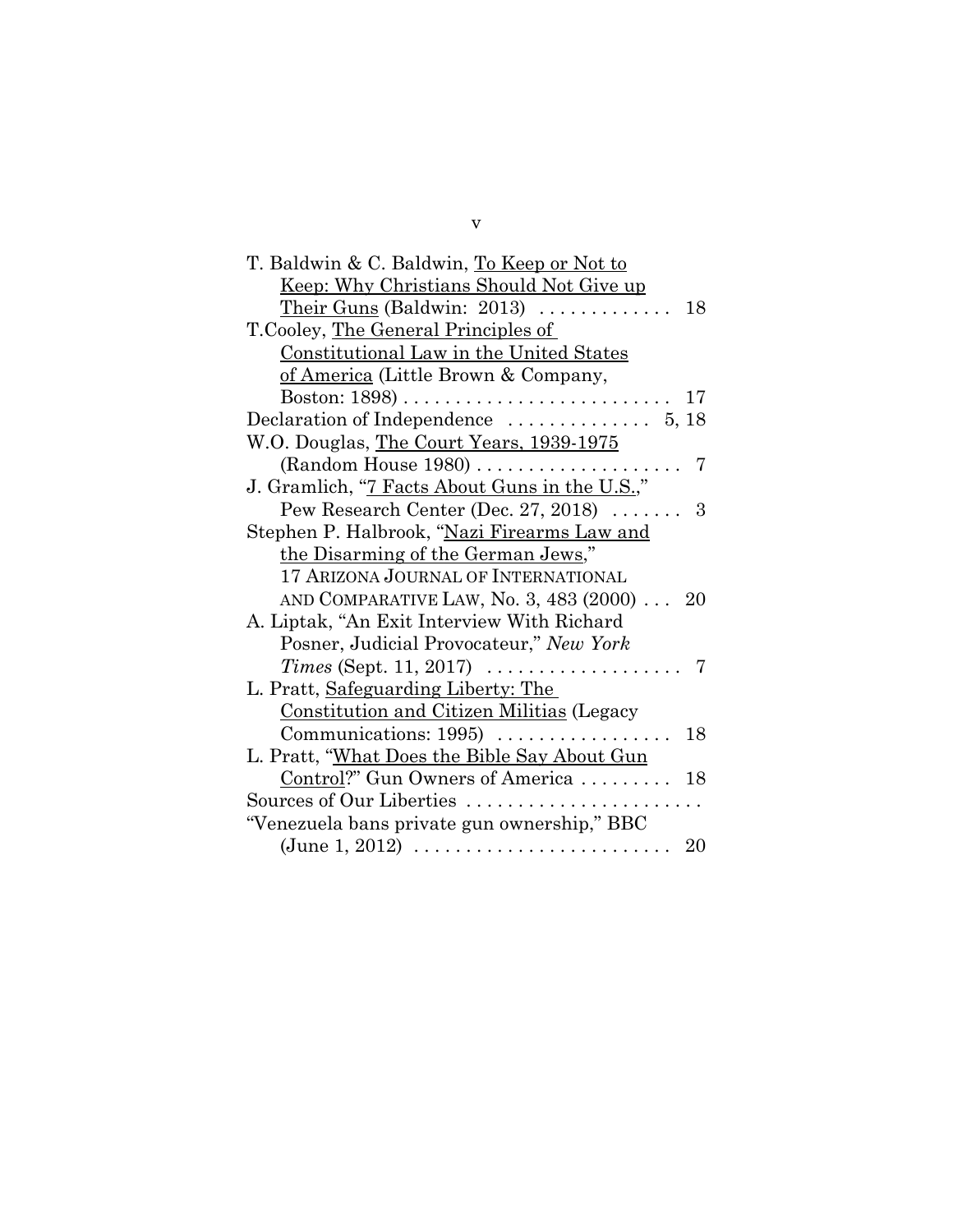T. Baldwin & C. Baldwin, To Keep or Not to Keep: Why Christians Should Not Give up Their Guns (Baldwin: 2013) . . . . . . . . . . . . . 18

T.Cooley, The General Principles of Constitutional Law in the United States of America (Little Brown & Company, Boston: 1898) . . . . . . . . . . . . . . . . . . . . . . . . . . 17

Declaration of Independence . . . . . . . . . . . . . . 5, 18

W.O. Douglas, The Court Years, 1939-1975 (Random House 1980) . . . . . . . . . . . . . . . . . . . . 7

J. Gramlich, "7 Facts About Guns in the U.S.," Pew Research Center (Dec. 27, 2018) . . . . . . . 3

Stephen P. Halbrook, "Nazi Firearms Law and the Disarming of the German Jews," 17 ARIZONA JOURNAL OF INTERNATIONAL AND COMPARATIVE LAW, No. 3, 483 (2000) . . . 20

A. Liptak, "An Exit Interview With Richard Posner, Judicial Provocateur," *New York Times* (Sept. 11, 2017) . . . . . . . . . . . . . . . . . . . 7

L. Pratt, Safeguarding Liberty: The Constitution and Citizen Militias (Legacy Communications: 1995) . . . . . . . . . . . . . . . . . 18

L. Pratt, "What Does the Bible Say About Gun Control?" Gun Owners of America . . . . . . . . . 18

Sources of Our Liberties . . . . . . . . . . . . . . . . . . . . . . . .

"Venezuela bans private gun ownership," BBC (June 1, 2012) . . . . . . . . . . . . . . . . . . . . . . . . . 20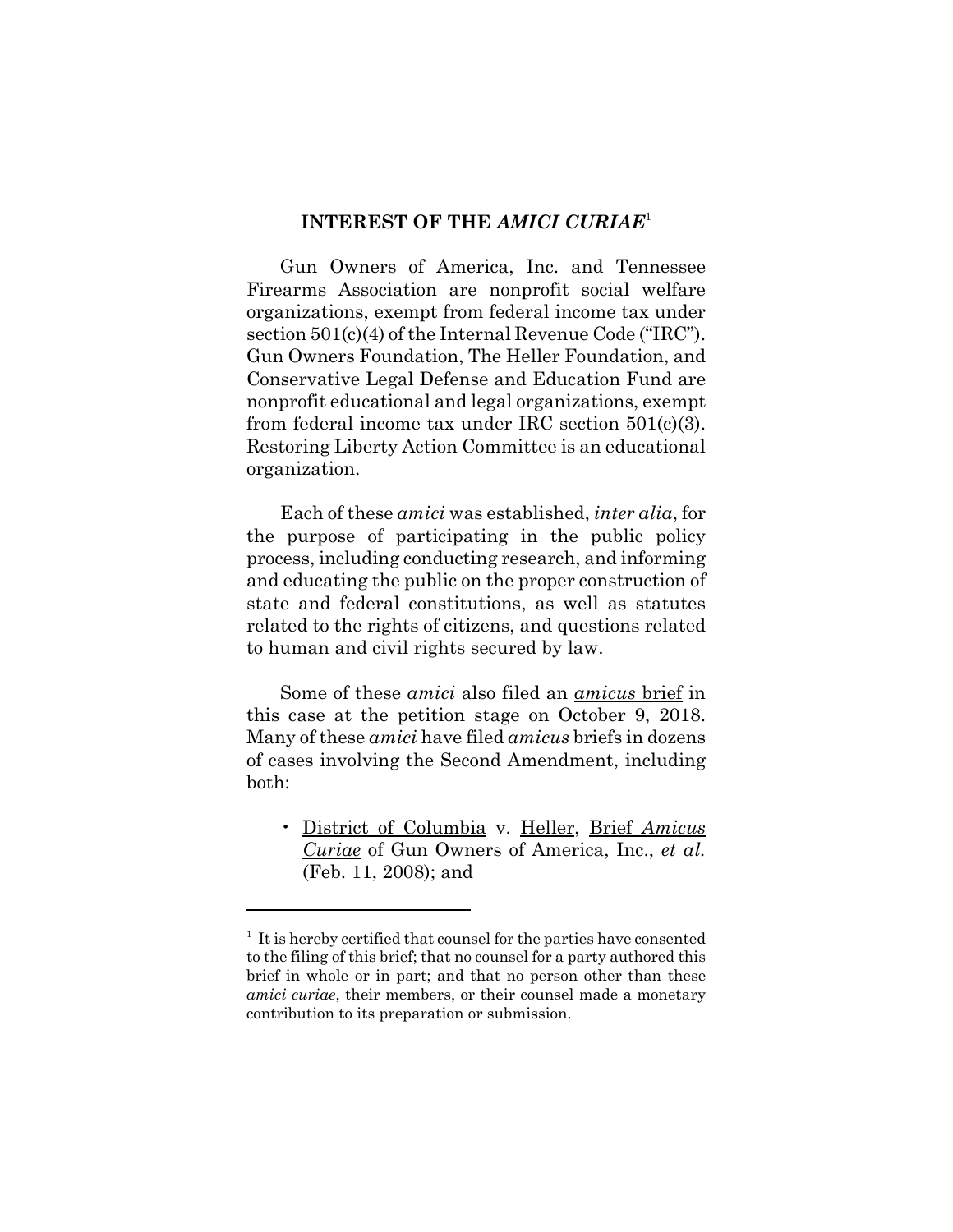## INTEREST OF THE *AMICI CURIAE*[1]

Gun Owners of America, Inc. and Tennessee Firearms Association are nonprofit social welfare organizations, exempt from federal income tax under section 501(c)(4) of the Internal Revenue Code ("IRC"). Gun Owners Foundation, The Heller Foundation, and Conservative Legal Defense and Education Fund are nonprofit educational and legal organizations, exempt from federal income tax under IRC section 501(c)(3). Restoring Liberty Action Committee is an educational organization.

Each of these *amici* was established, *inter alia*, for the purpose of participating in the public policy process, including conducting research, and informing and educating the public on the proper construction of state and federal constitutions, as well as statutes related to the rights of citizens, and questions related to human and civil rights secured by law.

Some of these *amici* also filed an *amicus* brief in this case at the petition stage on October 9, 2018. Many of these *amici* have filed *amicus* briefs in dozens of cases involving the Second Amendment, including both:

- District of Columbia v. Heller, Brief *Amicus Curiae* of Gun Owners of America, Inc., *et al.* (Feb. 11, 2008); and

---

[1] It is hereby certified that counsel for the parties have consented to the filing of this brief; that no counsel for a party authored this brief in whole or in part; and that no person other than these *amici curiae*, their members, or their counsel made a monetary contribution to its preparation or submission.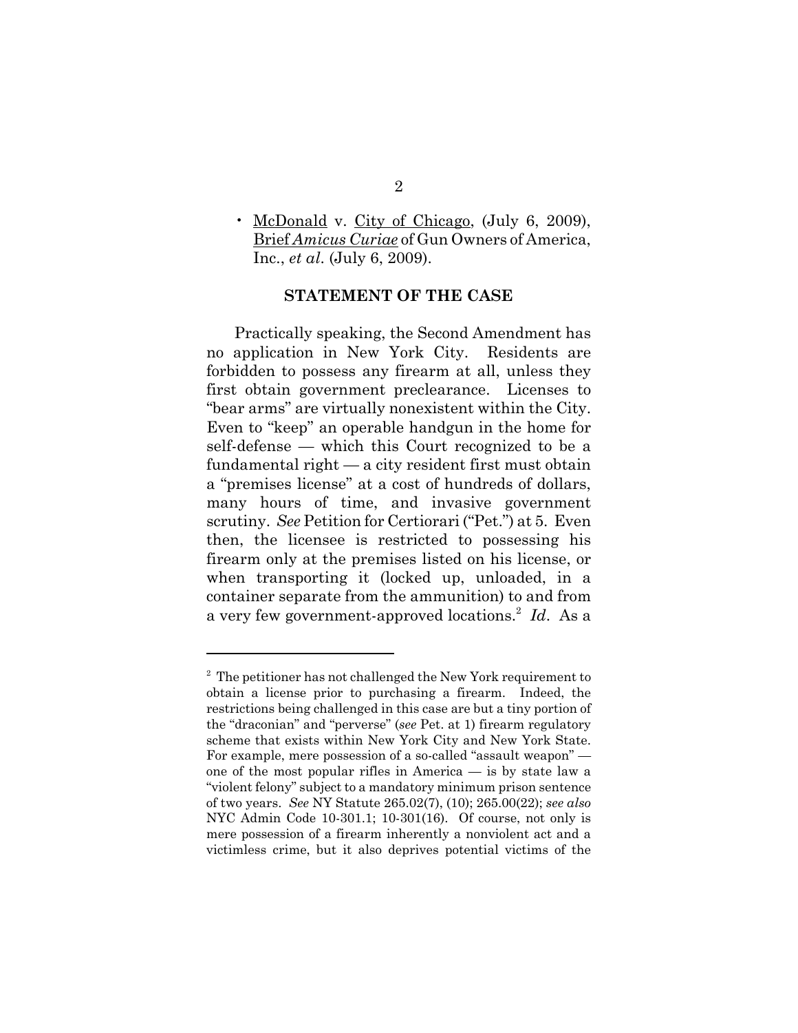- McDonald v. City of Chicago, (July 6, 2009), Brief *Amicus Curiae* of Gun Owners of America, Inc., *et al*. (July 6, 2009).

## STATEMENT OF THE CASE

Practically speaking, the Second Amendment has no application in New York City. Residents are forbidden to possess any firearm at all, unless they first obtain government preclearance. Licenses to "bear arms" are virtually nonexistent within the City. Even to "keep" an operable handgun in the home for self-defense — which this Court recognized to be a fundamental right — a city resident first must obtain a "premises license" at a cost of hundreds of dollars, many hours of time, and invasive government scrutiny. *See* Petition for Certiorari ("Pet.") at 5. Even then, the licensee is restricted to possessing his firearm only at the premises listed on his license, or when transporting it (locked up, unloaded, in a container separate from the ammunition) to and from a very few government-approved locations.[2] *Id*. As a

---

[2] The petitioner has not challenged the New York requirement to obtain a license prior to purchasing a firearm. Indeed, the restrictions being challenged in this case are but a tiny portion of the "draconian" and "perverse" (*see* Pet. at 1) firearm regulatory scheme that exists within New York City and New York State. For example, mere possession of a so-called "assault weapon" — one of the most popular rifles in America — is by state law a "violent felony" subject to a mandatory minimum prison sentence of two years. *See* NY Statute 265.02(7), (10); 265.00(22); *see also* NYC Admin Code 10-301.1; 10-301(16). Of course, not only is mere possession of a firearm inherently a nonviolent act and a victimless crime, but it also deprives potential victims of the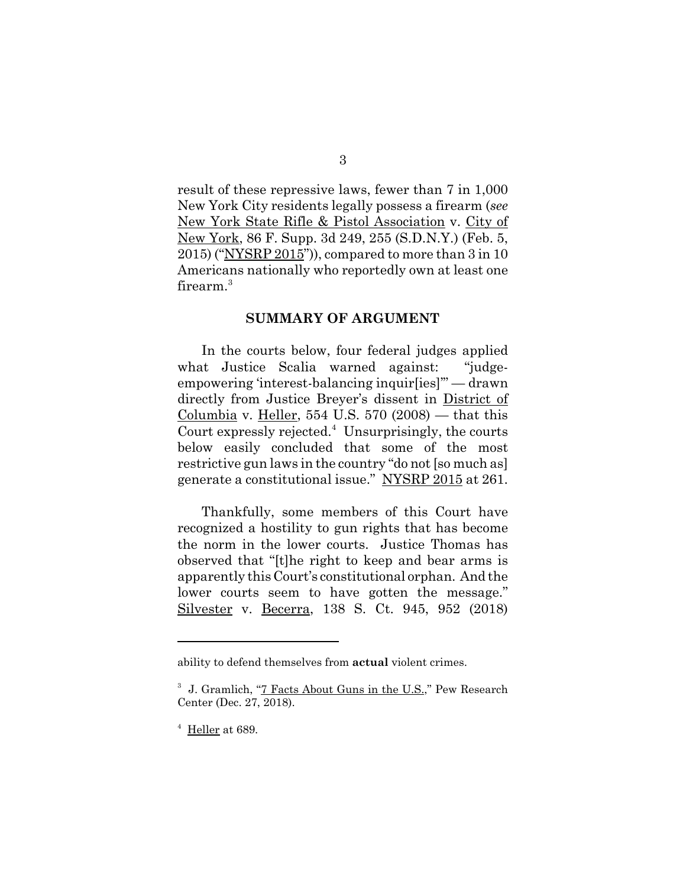result of these repressive laws, fewer than 7 in 1,000 New York City residents legally possess a firearm (*see* New York State Rifle & Pistol Association v. City of New York, 86 F. Supp. 3d 249, 255 (S.D.N.Y.) (Feb. 5, 2015) ("NYSRP 2015")), compared to more than 3 in 10 Americans nationally who reportedly own at least one firearm.[3]

## SUMMARY OF ARGUMENT

In the courts below, four federal judges applied what Justice Scalia warned against: "judge-empowering 'interest-balancing inquir[ies]'" — drawn directly from Justice Breyer's dissent in District of Columbia v. Heller, 554 U.S. 570 (2008) — that this Court expressly rejected.[4] Unsurprisingly, the courts below easily concluded that some of the most restrictive gun laws in the country "do not [so much as] generate a constitutional issue." NYSRP 2015 at 261.

Thankfully, some members of this Court have recognized a hostility to gun rights that has become the norm in the lower courts. Justice Thomas has observed that "[t]he right to keep and bear arms is apparently this Court's constitutional orphan. And the lower courts seem to have gotten the message." Silvester v. Becerra, 138 S. Ct. 945, 952 (2018)

---

ability to defend themselves from **actual** violent crimes.

[3] J. Gramlich, "7 Facts About Guns in the U.S.," Pew Research Center (Dec. 27, 2018).

[4] Heller at 689.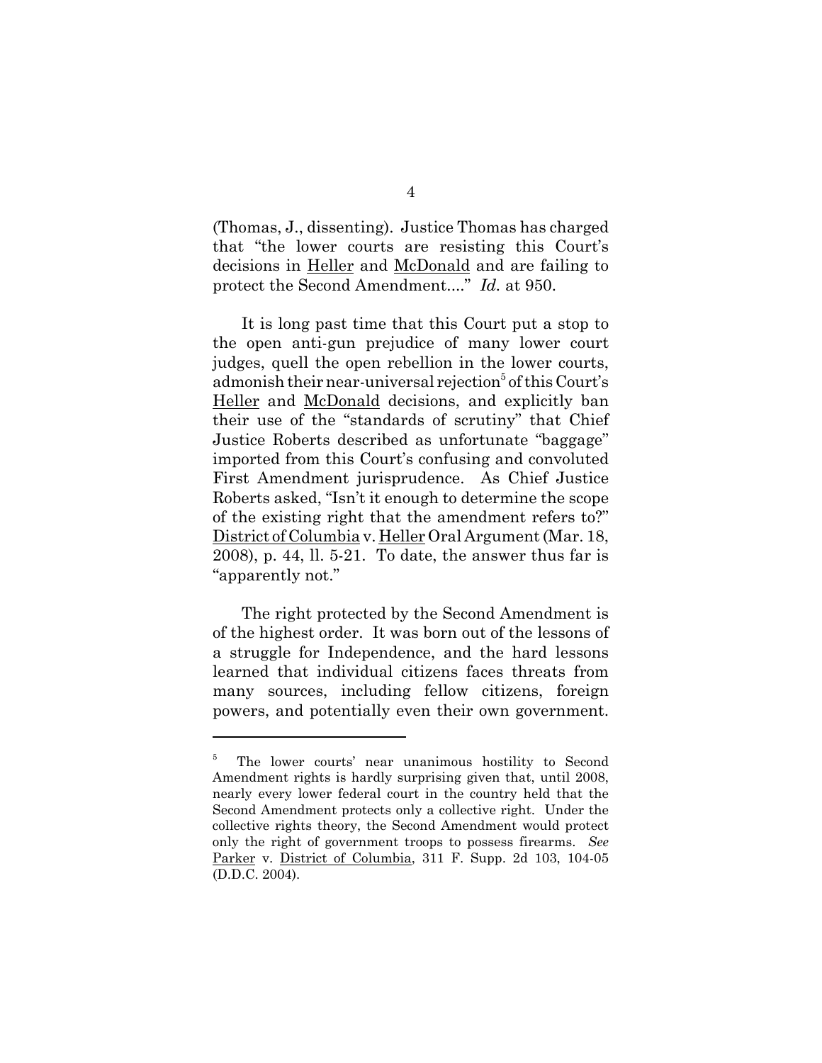(Thomas, J., dissenting). Justice Thomas has charged that "the lower courts are resisting this Court's decisions in Heller and McDonald and are failing to protect the Second Amendment...." *Id.* at 950.

It is long past time that this Court put a stop to the open anti-gun prejudice of many lower court judges, quell the open rebellion in the lower courts, admonish their near-universal rejection[5] of this Court's Heller and McDonald decisions, and explicitly ban their use of the "standards of scrutiny" that Chief Justice Roberts described as unfortunate "baggage" imported from this Court's confusing and convoluted First Amendment jurisprudence. As Chief Justice Roberts asked, "Isn't it enough to determine the scope of the existing right that the amendment refers to?" District of Columbia v. Heller Oral Argument (Mar. 18, 2008), p. 44, ll. 5-21. To date, the answer thus far is "apparently not."

The right protected by the Second Amendment is of the highest order. It was born out of the lessons of a struggle for Independence, and the hard lessons learned that individual citizens faces threats from many sources, including fellow citizens, foreign powers, and potentially even their own government.

---

[5] The lower courts' near unanimous hostility to Second Amendment rights is hardly surprising given that, until 2008, nearly every lower federal court in the country held that the Second Amendment protects only a collective right. Under the collective rights theory, the Second Amendment would protect only the right of government troops to possess firearms. *See* Parker v. District of Columbia, 311 F. Supp. 2d 103, 104-05 (D.D.C. 2004).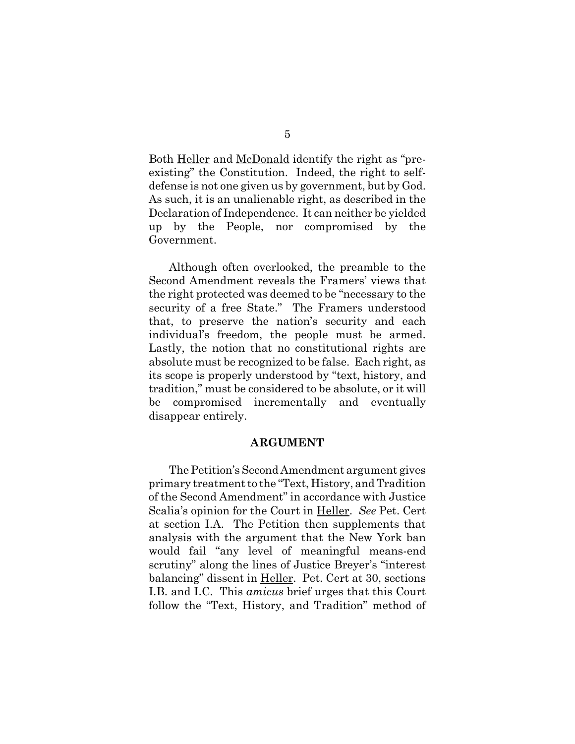Both Heller and McDonald identify the right as "pre-existing" the Constitution. Indeed, the right to self-defense is not one given us by government, but by God. As such, it is an unalienable right, as described in the Declaration of Independence. It can neither be yielded up by the People, nor compromised by the Government.

Although often overlooked, the preamble to the Second Amendment reveals the Framers' views that the right protected was deemed to be "necessary to the security of a free State." The Framers understood that, to preserve the nation's security and each individual's freedom, the people must be armed. Lastly, the notion that no constitutional rights are absolute must be recognized to be false. Each right, as its scope is properly understood by "text, history, and tradition," must be considered to be absolute, or it will be compromised incrementally and eventually disappear entirely.

## ARGUMENT

The Petition's Second Amendment argument gives primary treatment to the "Text, History, and Tradition of the Second Amendment" in accordance with Justice Scalia's opinion for the Court in Heller. *See* Pet. Cert at section I.A. The Petition then supplements that analysis with the argument that the New York ban would fail "any level of meaningful means-end scrutiny" along the lines of Justice Breyer's "interest balancing" dissent in Heller. Pet. Cert at 30, sections I.B. and I.C. This *amicus* brief urges that this Court follow the "Text, History, and Tradition" method of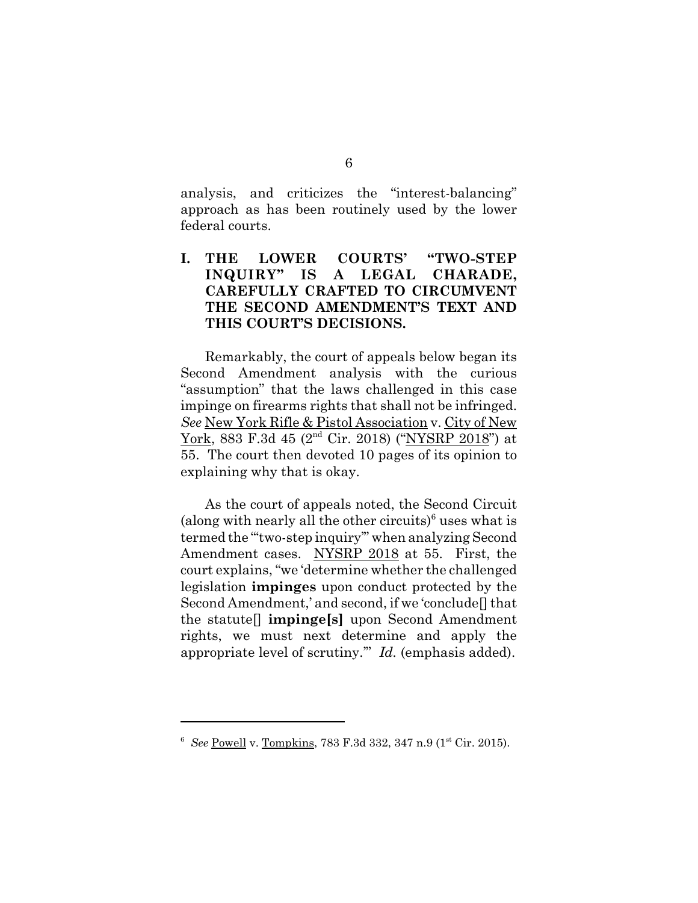analysis, and criticizes the "interest-balancing" approach as has been routinely used by the lower federal courts.

## I. THE LOWER COURTS' "TWO-STEP INQUIRY" IS A LEGAL CHARADE, CAREFULLY CRAFTED TO CIRCUMVENT THE SECOND AMENDMENT'S TEXT AND THIS COURT'S DECISIONS.

Remarkably, the court of appeals below began its Second Amendment analysis with the curious "assumption" that the laws challenged in this case impinge on firearms rights that shall not be infringed. *See* New York Rifle & Pistol Association v. City of New York, 883 F.3d 45 (2nd Cir. 2018) ("NYSRP 2018") at 55. The court then devoted 10 pages of its opinion to explaining why that is okay.

As the court of appeals noted, the Second Circuit (along with nearly all the other circuits)[6] uses what is termed the "'two-step inquiry'" when analyzing Second Amendment cases. NYSRP 2018 at 55. First, the court explains, "we 'determine whether the challenged legislation **impinges** upon conduct protected by the Second Amendment,' and second, if we 'conclude[] that the statute[] **impinge[s]** upon Second Amendment rights, we must next determine and apply the appropriate level of scrutiny.'" *Id.* (emphasis added).

---

[6] *See* Powell v. Tompkins, 783 F.3d 332, 347 n.9 (1st Cir. 2015).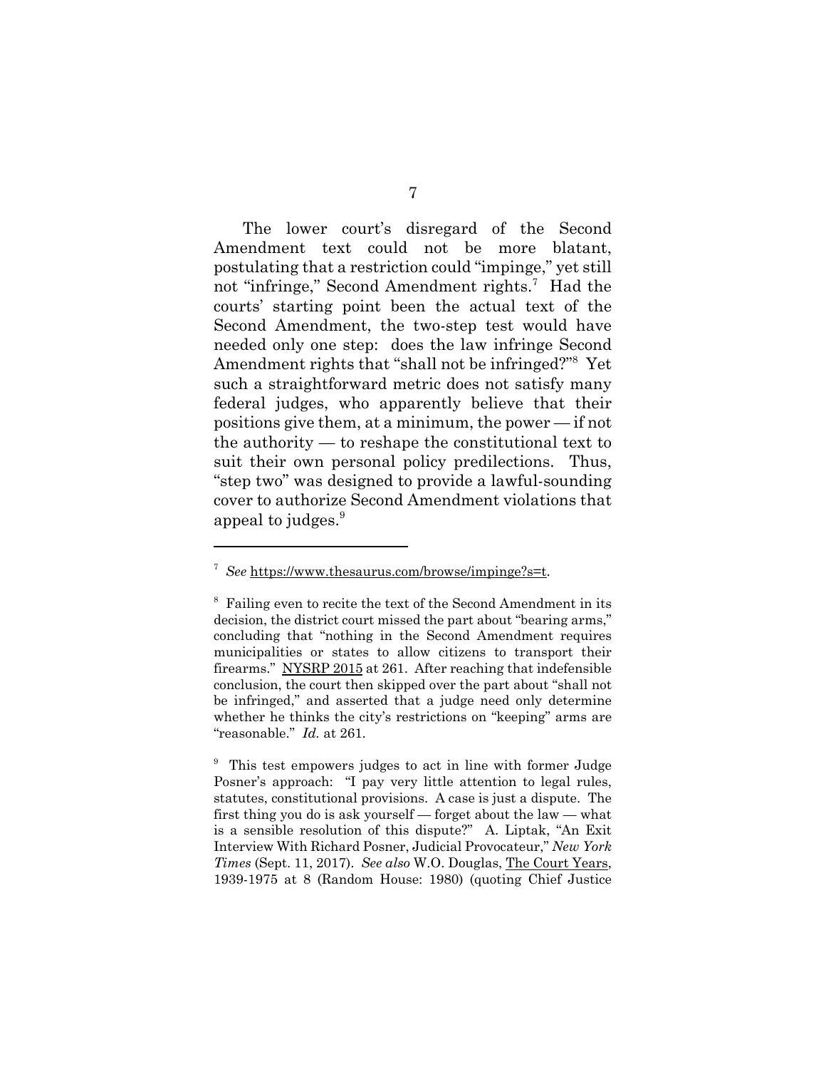The lower court's disregard of the Second Amendment text could not be more blatant, postulating that a restriction could "impinge," yet still not "infringe," Second Amendment rights.[7] Had the courts' starting point been the actual text of the Second Amendment, the two-step test would have needed only one step: does the law infringe Second Amendment rights that "shall not be infringed?"[8] Yet such a straightforward metric does not satisfy many federal judges, who apparently believe that their positions give them, at a minimum, the power — if not the authority — to reshape the constitutional text to suit their own personal policy predilections. Thus, "step two" was designed to provide a lawful-sounding cover to authorize Second Amendment violations that appeal to judges.[9]

---

[7] *See* https://www.thesaurus.com/browse/impinge?s=t.

[8] Failing even to recite the text of the Second Amendment in its decision, the district court missed the part about "bearing arms," concluding that "nothing in the Second Amendment requires municipalities or states to allow citizens to transport their firearms." NYSRP 2015 at 261. After reaching that indefensible conclusion, the court then skipped over the part about "shall not be infringed," and asserted that a judge need only determine whether he thinks the city's restrictions on "keeping" arms are "reasonable." *Id.* at 261.

[9] This test empowers judges to act in line with former Judge Posner's approach: "I pay very little attention to legal rules, statutes, constitutional provisions. A case is just a dispute. The first thing you do is ask yourself — forget about the law — what is a sensible resolution of this dispute?" A. Liptak, "An Exit Interview With Richard Posner, Judicial Provocateur," *New York Times* (Sept. 11, 2017). *See also* W.O. Douglas, The Court Years, 1939-1975 at 8 (Random House: 1980) (quoting Chief Justice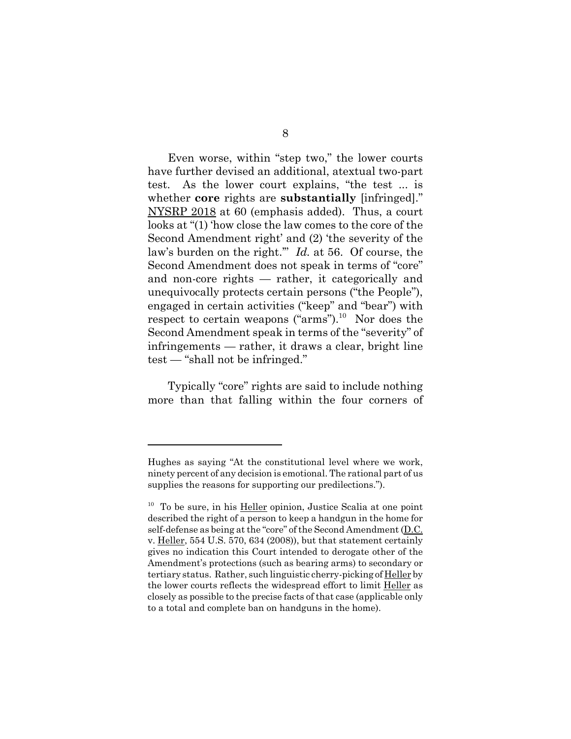Even worse, within "step two," the lower courts have further devised an additional, atextual two-part test. As the lower court explains, "the test ... is whether **core** rights are **substantially** [infringed]." NYSRP 2018 at 60 (emphasis added). Thus, a court looks at "(1) 'how close the law comes to the core of the Second Amendment right' and (2) 'the severity of the law's burden on the right.'" *Id.* at 56. Of course, the Second Amendment does not speak in terms of "core" and non-core rights — rather, it categorically and unequivocally protects certain persons ("the People"), engaged in certain activities ("keep" and "bear") with respect to certain weapons ("arms").[10] Nor does the Second Amendment speak in terms of the "severity" of infringements — rather, it draws a clear, bright line test — "shall not be infringed."

Typically "core" rights are said to include nothing more than that falling within the four corners of

---

Hughes as saying "At the constitutional level where we work, ninety percent of any decision is emotional. The rational part of us supplies the reasons for supporting our predilections.").

[10] To be sure, in his Heller opinion, Justice Scalia at one point described the right of a person to keep a handgun in the home for self-defense as being at the "core" of the Second Amendment (D.C. v. Heller, 554 U.S. 570, 634 (2008)), but that statement certainly gives no indication this Court intended to derogate other of the Amendment's protections (such as bearing arms) to secondary or tertiary status. Rather, such linguistic cherry-picking of Heller by the lower courts reflects the widespread effort to limit Heller as closely as possible to the precise facts of that case (applicable only to a total and complete ban on handguns in the home).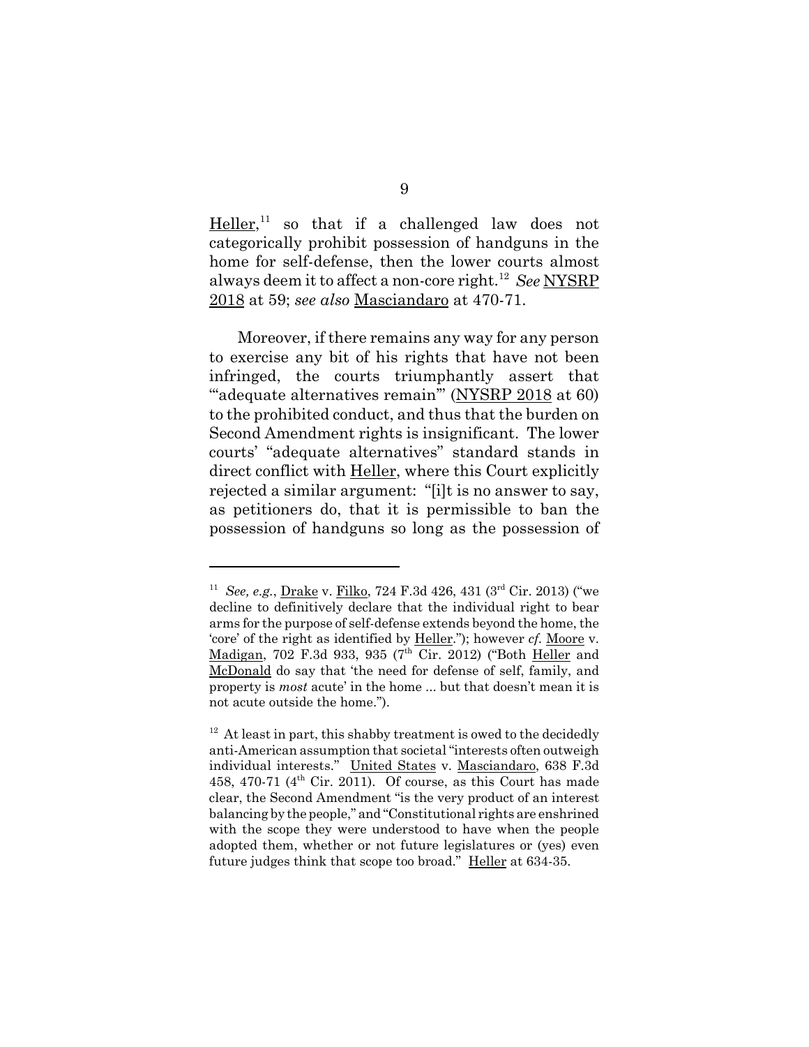Heller,[11] so that if a challenged law does not categorically prohibit possession of handguns in the home for self-defense, then the lower courts almost always deem it to affect a non-core right.[12] *See* NYSRP 2018 at 59; *see also* Masciandaro at 470-71.

Moreover, if there remains any way for any person to exercise any bit of his rights that have not been infringed, the courts triumphantly assert that "'adequate alternatives remain'" (NYSRP 2018 at 60) to the prohibited conduct, and thus that the burden on Second Amendment rights is insignificant. The lower courts' "adequate alternatives" standard stands in direct conflict with Heller, where this Court explicitly rejected a similar argument: "[i]t is no answer to say, as petitioners do, that it is permissible to ban the possession of handguns so long as the possession of

---

[11] *See, e.g.*, Drake v. Filko, 724 F.3d 426, 431 (3rd Cir. 2013) ("we decline to definitively declare that the individual right to bear arms for the purpose of self-defense extends beyond the home, the 'core' of the right as identified by Heller."); however *cf.* Moore v. Madigan, 702 F.3d 933, 935 (7th Cir. 2012) ("Both Heller and McDonald do say that 'the need for defense of self, family, and property is *most* acute' in the home ... but that doesn't mean it is not acute outside the home.").

[12] At least in part, this shabby treatment is owed to the decidedly anti-American assumption that societal "interests often outweigh individual interests." United States v. Masciandaro, 638 F.3d 458, 470-71 (4th Cir. 2011). Of course, as this Court has made clear, the Second Amendment "is the very product of an interest balancing by the people," and "Constitutional rights are enshrined with the scope they were understood to have when the people adopted them, whether or not future legislatures or (yes) even future judges think that scope too broad." Heller at 634-35.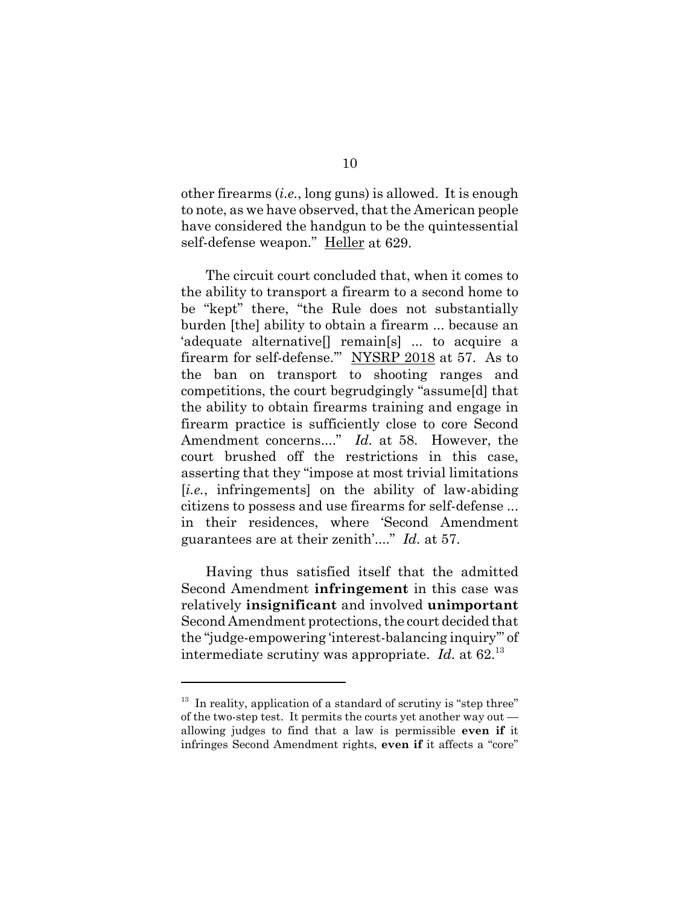other firearms (*i.e.*, long guns) is allowed. It is enough to note, as we have observed, that the American people have considered the handgun to be the quintessential self-defense weapon." Heller at 629.

The circuit court concluded that, when it comes to the ability to transport a firearm to a second home to be "kept" there, "the Rule does not substantially burden [the] ability to obtain a firearm ... because an 'adequate alternative[] remain[s] ... to acquire a firearm for self-defense.'" NYSRP 2018 at 57. As to the ban on transport to shooting ranges and competitions, the court begrudgingly "assume[d] that the ability to obtain firearms training and engage in firearm practice is sufficiently close to core Second Amendment concerns...." *Id.* at 58. However, the court brushed off the restrictions in this case, asserting that they "impose at most trivial limitations [*i.e.*, infringements] on the ability of law-abiding citizens to possess and use firearms for self-defense ... in their residences, where 'Second Amendment guarantees are at their zenith'...." *Id.* at 57.

Having thus satisfied itself that the admitted Second Amendment **infringement** in this case was relatively **insignificant** and involved **unimportant** Second Amendment protections, the court decided that the "judge-empowering 'interest-balancing inquiry'" of intermediate scrutiny was appropriate. *Id.* at 62.[13]

---

[13] In reality, application of a standard of scrutiny is "step three" of the two-step test. It permits the courts yet another way out — allowing judges to find that a law is permissible **even if** it infringes Second Amendment rights, **even if** it affects a "core"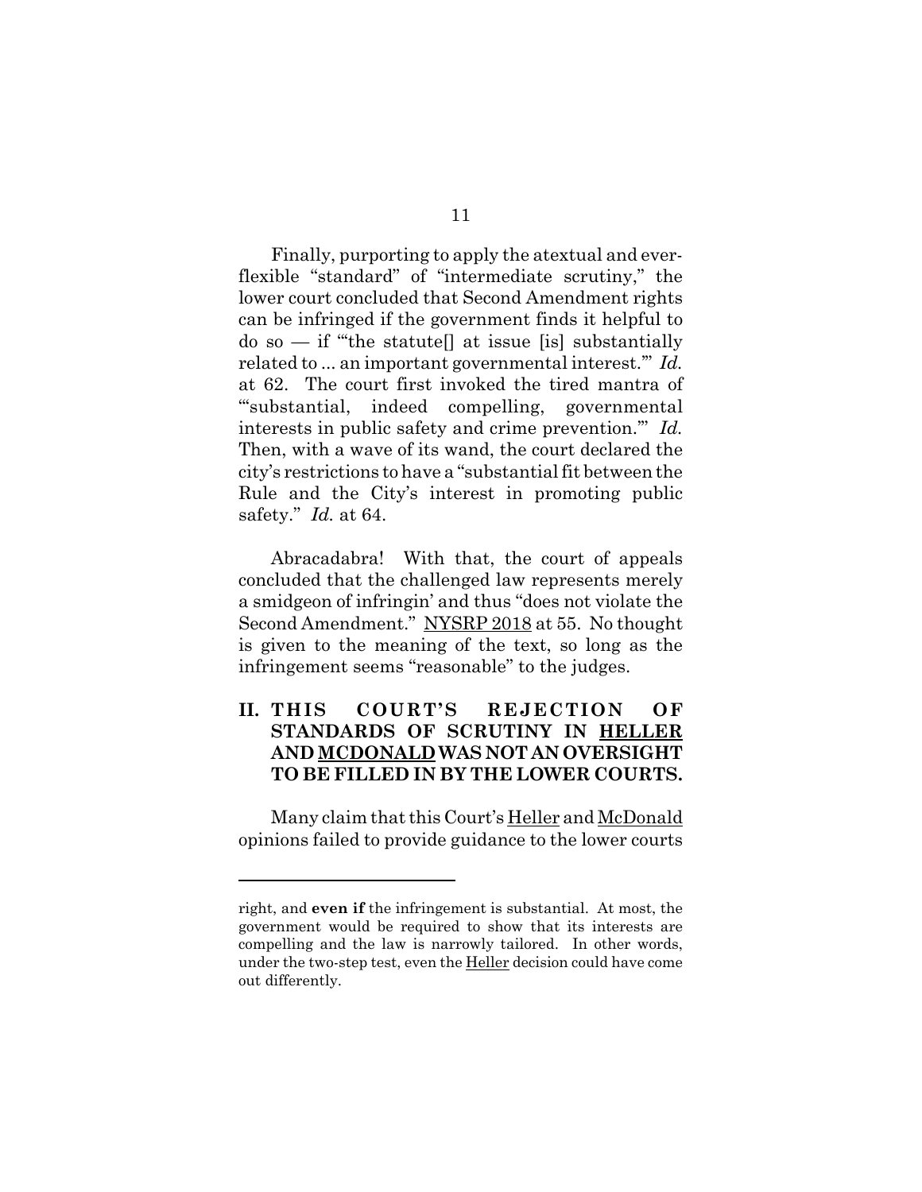Finally, purporting to apply the atextual and ever-flexible "standard" of "intermediate scrutiny," the lower court concluded that Second Amendment rights can be infringed if the government finds it helpful to do so — if "'the statute[] at issue [is] substantially related to ... an important governmental interest.'" *Id.* at 62. The court first invoked the tired mantra of "'substantial, indeed compelling, governmental interests in public safety and crime prevention.'" *Id.* Then, with a wave of its wand, the court declared the city's restrictions to have a "substantial fit between the Rule and the City's interest in promoting public safety." *Id.* at 64.

Abracadabra! With that, the court of appeals concluded that the challenged law represents merely a smidgeon of infringin' and thus "does not violate the Second Amendment." NYSRP 2018 at 55. No thought is given to the meaning of the text, so long as the infringement seems "reasonable" to the judges.

## II. THIS COURT'S REJECTION OF STANDARDS OF SCRUTINY IN HELLER AND MCDONALD WAS NOT AN OVERSIGHT TO BE FILLED IN BY THE LOWER COURTS.

Many claim that this Court's Heller and McDonald opinions failed to provide guidance to the lower courts

---

right, and **even if** the infringement is substantial. At most, the government would be required to show that its interests are compelling and the law is narrowly tailored. In other words, under the two-step test, even the Heller decision could have come out differently.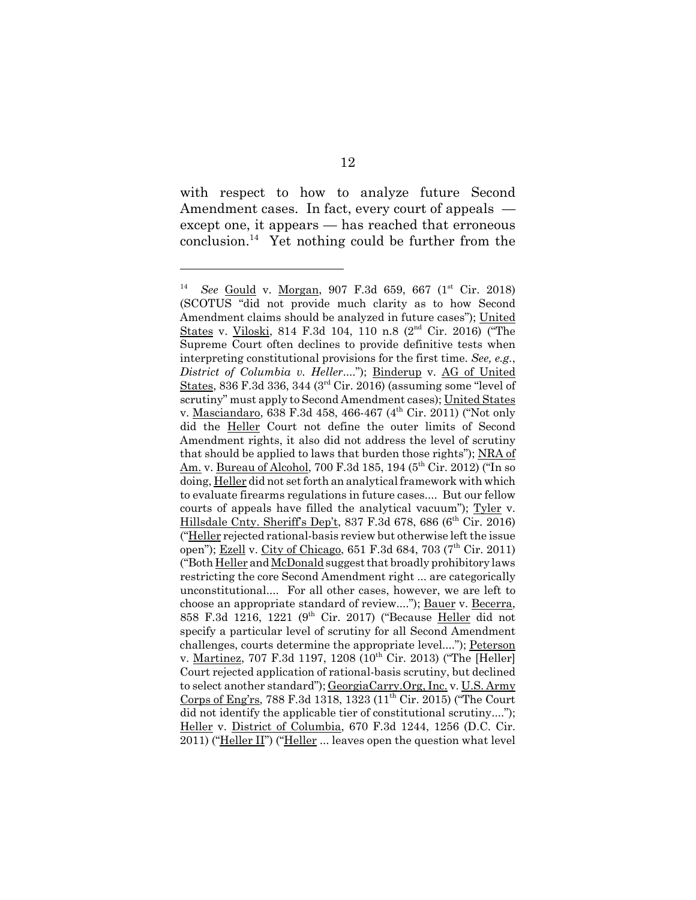with respect to how to analyze future Second Amendment cases. In fact, every court of appeals — except one, it appears — has reached that erroneous conclusion.[14] Yet nothing could be further from the

---

[14] *See* Gould v. Morgan, 907 F.3d 659, 667 (1st Cir. 2018) (SCOTUS "did not provide much clarity as to how Second Amendment claims should be analyzed in future cases"); United States v. Viloski, 814 F.3d 104, 110 n.8 (2nd Cir. 2016) ("The Supreme Court often declines to provide definitive tests when interpreting constitutional provisions for the first time. *See, e.g.*, *District of Columbia v. Heller*...."); Binderup v. AG of United States, 836 F.3d 336, 344 (3rd Cir. 2016) (assuming some "level of scrutiny" must apply to Second Amendment cases); United States v. Masciandaro, 638 F.3d 458, 466-467 (4th Cir. 2011) ("Not only did the Heller Court not define the outer limits of Second Amendment rights, it also did not address the level of scrutiny that should be applied to laws that burden those rights"); NRA of Am. v. Bureau of Alcohol, 700 F.3d 185, 194 (5th Cir. 2012) ("In so doing, Heller did not set forth an analytical framework with which to evaluate firearms regulations in future cases.... But our fellow courts of appeals have filled the analytical vacuum"); Tyler v. Hillsdale Cnty. Sheriff's Dep't, 837 F.3d 678, 686 (6th Cir. 2016) ("Heller rejected rational-basis review but otherwise left the issue open"); Ezell v. City of Chicago, 651 F.3d 684, 703 (7th Cir. 2011) ("Both Heller and McDonald suggest that broadly prohibitory laws restricting the core Second Amendment right ... are categorically unconstitutional.... For all other cases, however, we are left to choose an appropriate standard of review...."); Bauer v. Becerra, 858 F.3d 1216, 1221 (9th Cir. 2017) ("Because Heller did not specify a particular level of scrutiny for all Second Amendment challenges, courts determine the appropriate level...."); Peterson v. Martinez, 707 F.3d 1197, 1208 (10th Cir. 2013) ("The [Heller] Court rejected application of rational-basis scrutiny, but declined to select another standard"); GeorgiaCarry.Org, Inc. v. U.S. Army Corps of Eng'rs, 788 F.3d 1318, 1323 (11th Cir. 2015) ("The Court did not identify the applicable tier of constitutional scrutiny...."); Heller v. District of Columbia, 670 F.3d 1244, 1256 (D.C. Cir. 2011) ("Heller II") ("Heller ... leaves open the question what level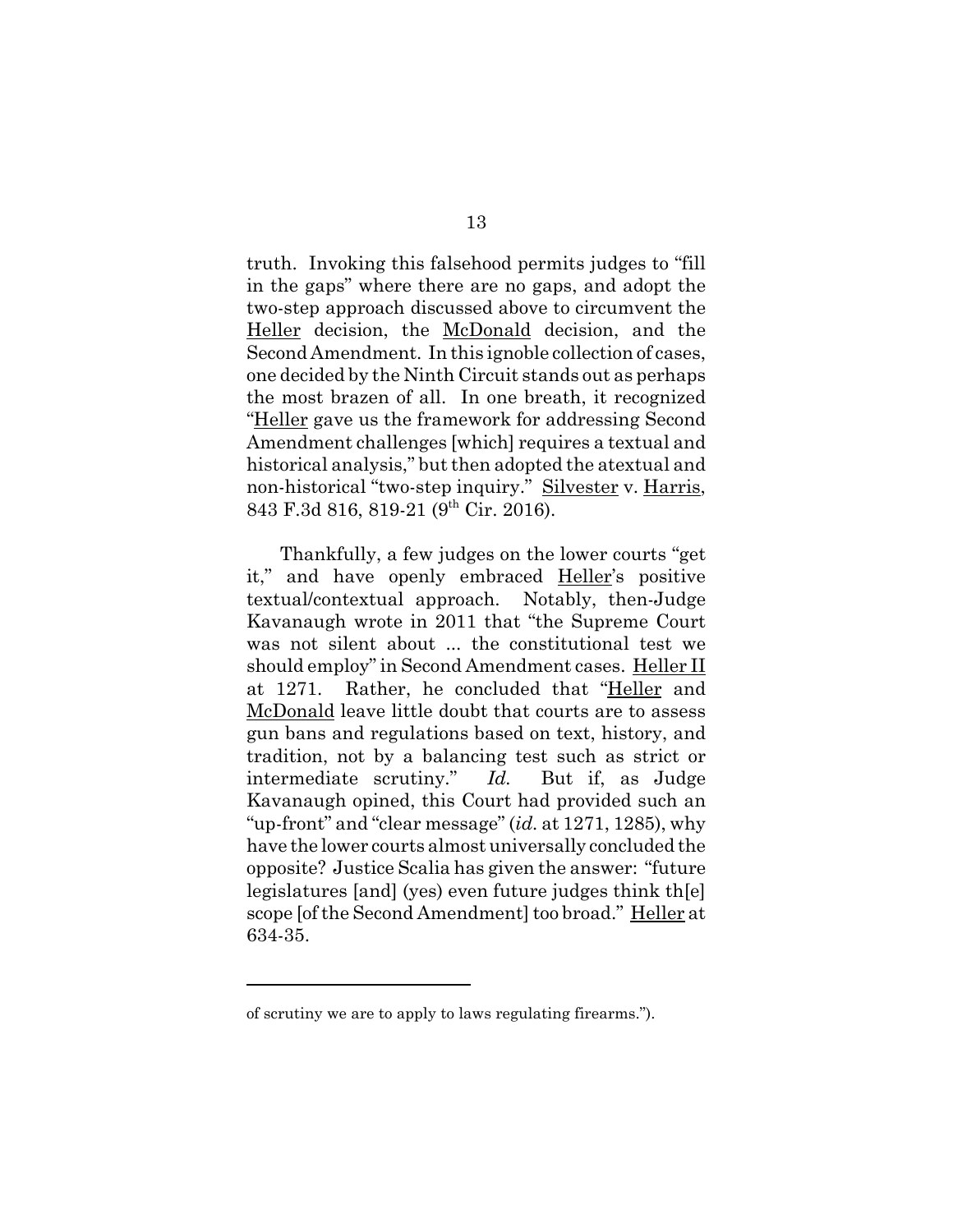truth. Invoking this falsehood permits judges to "fill in the gaps" where there are no gaps, and adopt the two-step approach discussed above to circumvent the Heller decision, the McDonald decision, and the Second Amendment. In this ignoble collection of cases, one decided by the Ninth Circuit stands out as perhaps the most brazen of all. In one breath, it recognized "Heller gave us the framework for addressing Second Amendment challenges [which] requires a textual and historical analysis," but then adopted the atextual and non-historical "two-step inquiry." Silvester v. Harris, 843 F.3d 816, 819-21 (9th Cir. 2016).

Thankfully, a few judges on the lower courts "get it," and have openly embraced Heller's positive textual/contextual approach. Notably, then-Judge Kavanaugh wrote in 2011 that "the Supreme Court was not silent about ... the constitutional test we should employ" in Second Amendment cases. Heller II at 1271. Rather, he concluded that "Heller and McDonald leave little doubt that courts are to assess gun bans and regulations based on text, history, and tradition, not by a balancing test such as strict or intermediate scrutiny." *Id.* But if, as Judge Kavanaugh opined, this Court had provided such an "up-front" and "clear message" (*id.* at 1271, 1285), why have the lower courts almost universally concluded the opposite? Justice Scalia has given the answer: "future legislatures [and] (yes) even future judges think th[e] scope [of the Second Amendment] too broad." Heller at 634-35.

---

of scrutiny we are to apply to laws regulating firearms.").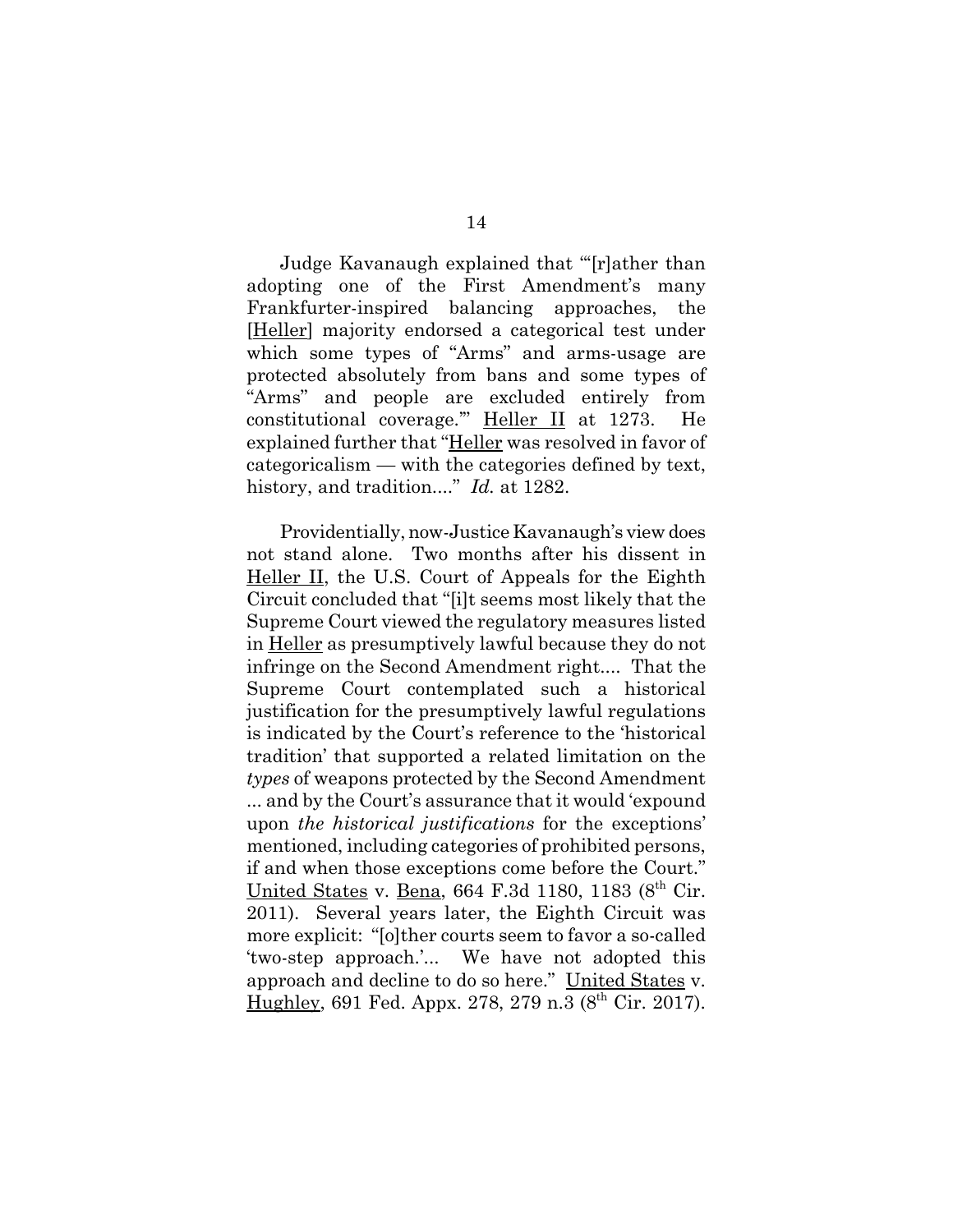Judge Kavanaugh explained that "'[r]ather than adopting one of the First Amendment's many Frankfurter-inspired balancing approaches, the [Heller] majority endorsed a categorical test under which some types of "Arms" and arms-usage are protected absolutely from bans and some types of "Arms" and people are excluded entirely from constitutional coverage.'" Heller II at 1273. He explained further that "Heller was resolved in favor of categoricalism — with the categories defined by text, history, and tradition...." *Id.* at 1282.

Providentially, now-Justice Kavanaugh's view does not stand alone. Two months after his dissent in Heller II, the U.S. Court of Appeals for the Eighth Circuit concluded that "[i]t seems most likely that the Supreme Court viewed the regulatory measures listed in Heller as presumptively lawful because they do not infringe on the Second Amendment right.... That the Supreme Court contemplated such a historical justification for the presumptively lawful regulations is indicated by the Court's reference to the 'historical tradition' that supported a related limitation on the *types* of weapons protected by the Second Amendment ... and by the Court's assurance that it would 'expound upon *the historical justifications* for the exceptions' mentioned, including categories of prohibited persons, if and when those exceptions come before the Court." United States v. Bena, 664 F.3d 1180, 1183 (8th Cir. 2011). Several years later, the Eighth Circuit was more explicit: "[o]ther courts seem to favor a so-called 'two-step approach.'... We have not adopted this approach and decline to do so here." United States v. Hughley, 691 Fed. Appx. 278, 279 n.3 (8th Cir. 2017).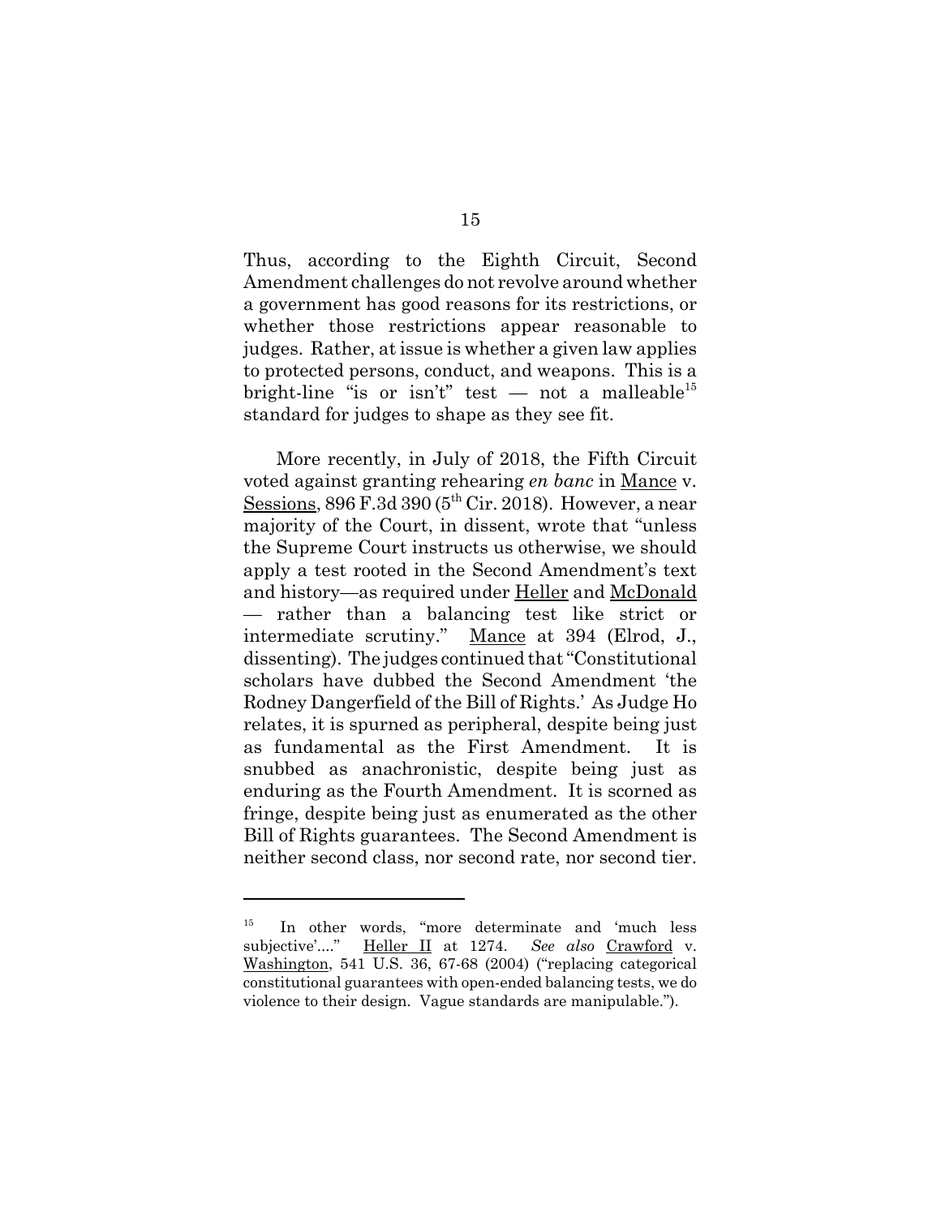Thus, according to the Eighth Circuit, Second Amendment challenges do not revolve around whether a government has good reasons for its restrictions, or whether those restrictions appear reasonable to judges. Rather, at issue is whether a given law applies to protected persons, conduct, and weapons. This is a bright-line "is or isn't" test — not a malleable[15] standard for judges to shape as they see fit.

More recently, in July of 2018, the Fifth Circuit voted against granting rehearing *en banc* in Mance v. Sessions, 896 F.3d 390 (5th Cir. 2018). However, a near majority of the Court, in dissent, wrote that "unless the Supreme Court instructs us otherwise, we should apply a test rooted in the Second Amendment's text and history—as required under Heller and McDonald — rather than a balancing test like strict or intermediate scrutiny." Mance at 394 (Elrod, J., dissenting). The judges continued that "Constitutional scholars have dubbed the Second Amendment 'the Rodney Dangerfield of the Bill of Rights.' As Judge Ho relates, it is spurned as peripheral, despite being just as fundamental as the First Amendment. It is snubbed as anachronistic, despite being just as enduring as the Fourth Amendment. It is scorned as fringe, despite being just as enumerated as the other Bill of Rights guarantees. The Second Amendment is neither second class, nor second rate, nor second tier.

---

[15] In other words, "more determinate and 'much less subjective'...." Heller II at 1274. *See also* Crawford v. Washington, 541 U.S. 36, 67-68 (2004) ("replacing categorical constitutional guarantees with open-ended balancing tests, we do violence to their design. Vague standards are manipulable.").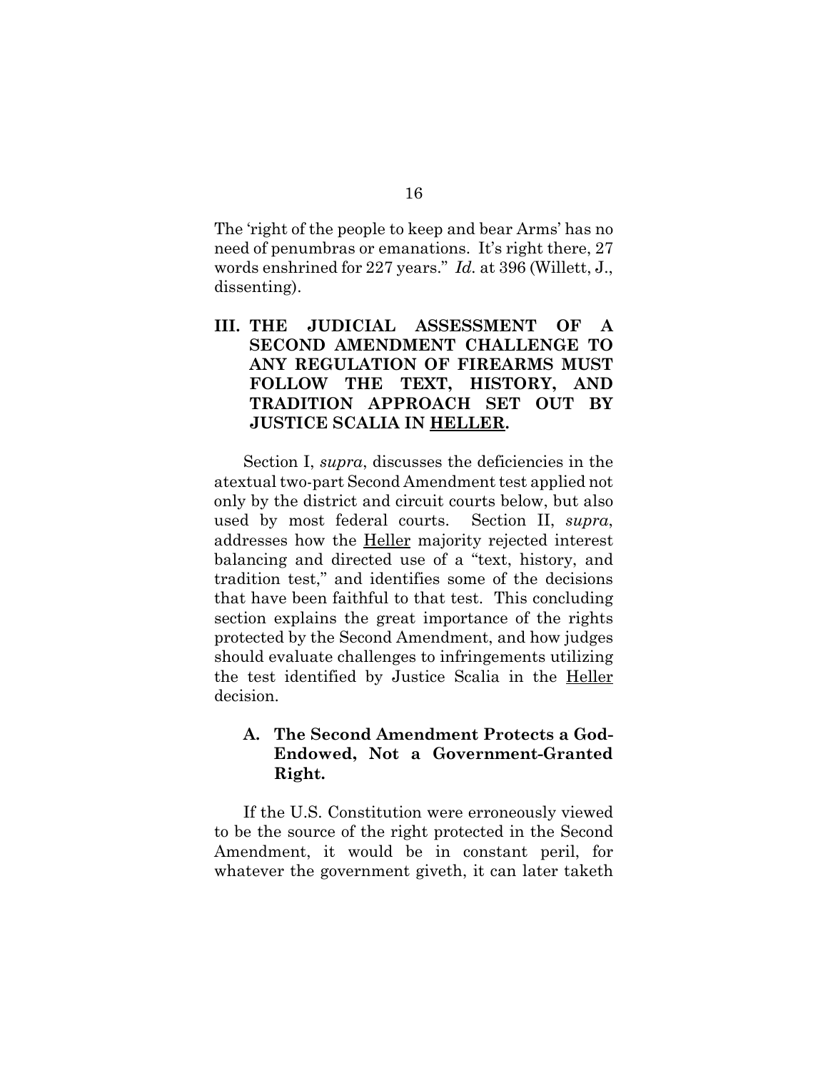The 'right of the people to keep and bear Arms' has no need of penumbras or emanations. It's right there, 27 words enshrined for 227 years." *Id.* at 396 (Willett, J., dissenting).

## III. THE JUDICIAL ASSESSMENT OF A SECOND AMENDMENT CHALLENGE TO ANY REGULATION OF FIREARMS MUST FOLLOW THE TEXT, HISTORY, AND TRADITION APPROACH SET OUT BY JUSTICE SCALIA IN HELLER.

Section I, *supra*, discusses the deficiencies in the atextual two-part Second Amendment test applied not only by the district and circuit courts below, but also used by most federal courts. Section II, *supra*, addresses how the Heller majority rejected interest balancing and directed use of a "text, history, and tradition test," and identifies some of the decisions that have been faithful to that test. This concluding section explains the great importance of the rights protected by the Second Amendment, and how judges should evaluate challenges to infringements utilizing the test identified by Justice Scalia in the Heller decision.

### A. The Second Amendment Protects a God-Endowed, Not a Government-Granted Right.

If the U.S. Constitution were erroneously viewed to be the source of the right protected in the Second Amendment, it would be in constant peril, for whatever the government giveth, it can later taketh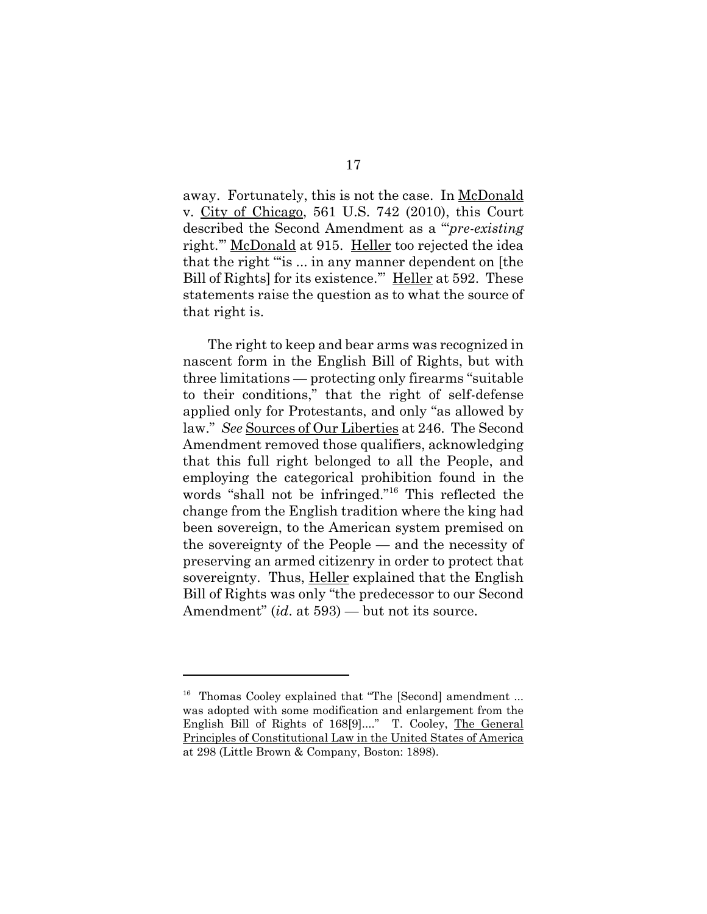away. Fortunately, this is not the case. In McDonald v. City of Chicago, 561 U.S. 742 (2010), this Court described the Second Amendment as a "'*pre-existing* right.'" McDonald at 915. Heller too rejected the idea that the right "'is ... in any manner dependent on [the Bill of Rights] for its existence.'" Heller at 592. These statements raise the question as to what the source of that right is.

The right to keep and bear arms was recognized in nascent form in the English Bill of Rights, but with three limitations — protecting only firearms "suitable to their conditions," that the right of self-defense applied only for Protestants, and only "as allowed by law." *See* Sources of Our Liberties at 246. The Second Amendment removed those qualifiers, acknowledging that this full right belonged to all the People, and employing the categorical prohibition found in the words "shall not be infringed."[16] This reflected the change from the English tradition where the king had been sovereign, to the American system premised on the sovereignty of the People — and the necessity of preserving an armed citizenry in order to protect that sovereignty. Thus, Heller explained that the English Bill of Rights was only "the predecessor to our Second Amendment" (*id*. at 593) — but not its source.

---

[16] Thomas Cooley explained that "The [Second] amendment ... was adopted with some modification and enlargement from the English Bill of Rights of 168[9]...." T. Cooley, The General Principles of Constitutional Law in the United States of America at 298 (Little Brown & Company, Boston: 1898).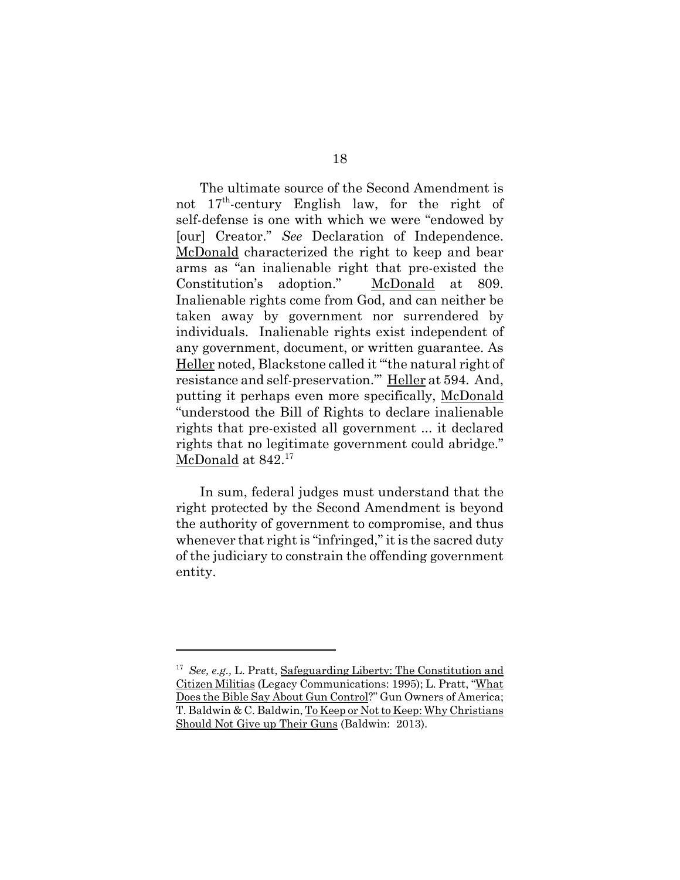The ultimate source of the Second Amendment is not 17th-century English law, for the right of self-defense is one with which we were "endowed by [our] Creator." *See* Declaration of Independence. McDonald characterized the right to keep and bear arms as "an inalienable right that pre-existed the Constitution's adoption." McDonald at 809. Inalienable rights come from God, and can neither be taken away by government nor surrendered by individuals. Inalienable rights exist independent of any government, document, or written guarantee. As Heller noted, Blackstone called it "'the natural right of resistance and self-preservation.'" Heller at 594. And, putting it perhaps even more specifically, McDonald "understood the Bill of Rights to declare inalienable rights that pre-existed all government ... it declared rights that no legitimate government could abridge." McDonald at 842.[17]

In sum, federal judges must understand that the right protected by the Second Amendment is beyond the authority of government to compromise, and thus whenever that right is "infringed," it is the sacred duty of the judiciary to constrain the offending government entity.

---

[17] *See, e.g.,* L. Pratt, Safeguarding Liberty: The Constitution and Citizen Militias (Legacy Communications: 1995); L. Pratt, "What Does the Bible Say About Gun Control?" Gun Owners of America; T. Baldwin & C. Baldwin, To Keep or Not to Keep: Why Christians Should Not Give up Their Guns (Baldwin: 2013).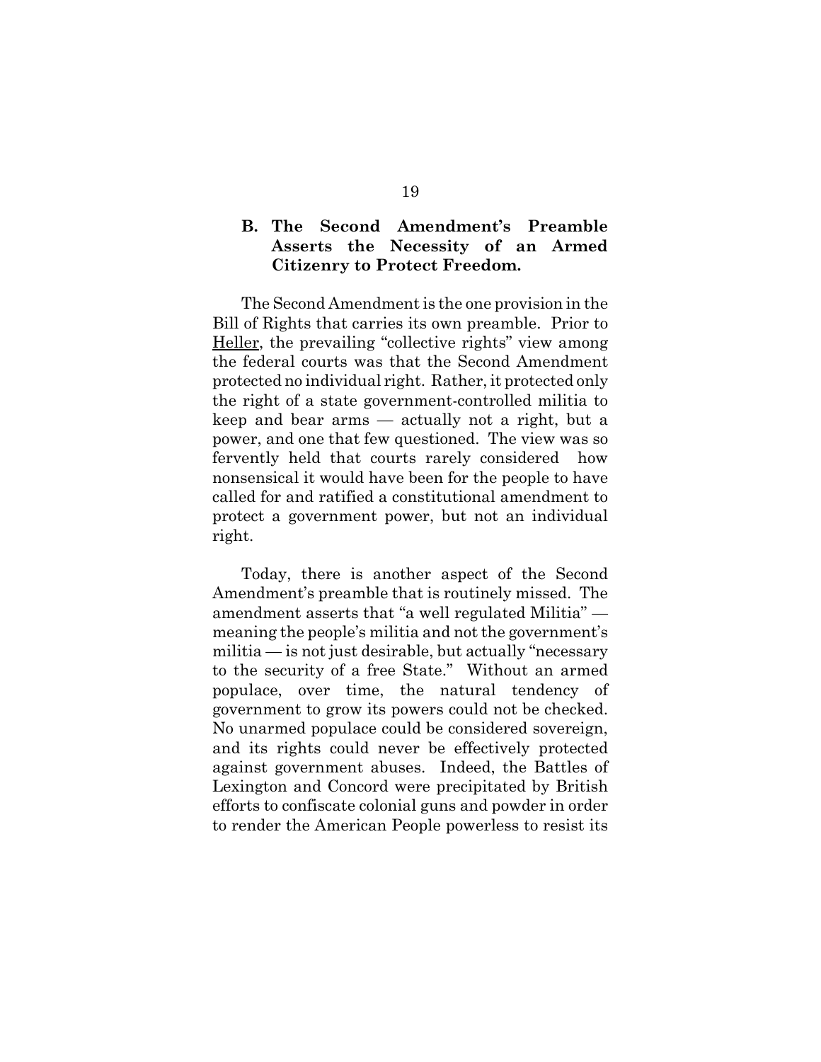### B. The Second Amendment's Preamble Asserts the Necessity of an Armed Citizenry to Protect Freedom.

The Second Amendment is the one provision in the Bill of Rights that carries its own preamble. Prior to Heller, the prevailing "collective rights" view among the federal courts was that the Second Amendment protected no individual right. Rather, it protected only the right of a state government-controlled militia to keep and bear arms — actually not a right, but a power, and one that few questioned. The view was so fervently held that courts rarely considered how nonsensical it would have been for the people to have called for and ratified a constitutional amendment to protect a government power, but not an individual right.

Today, there is another aspect of the Second Amendment's preamble that is routinely missed. The amendment asserts that "a well regulated Militia" — meaning the people's militia and not the government's militia — is not just desirable, but actually "necessary to the security of a free State." Without an armed populace, over time, the natural tendency of government to grow its powers could not be checked. No unarmed populace could be considered sovereign, and its rights could never be effectively protected against government abuses. Indeed, the Battles of Lexington and Concord were precipitated by British efforts to confiscate colonial guns and powder in order to render the American People powerless to resist its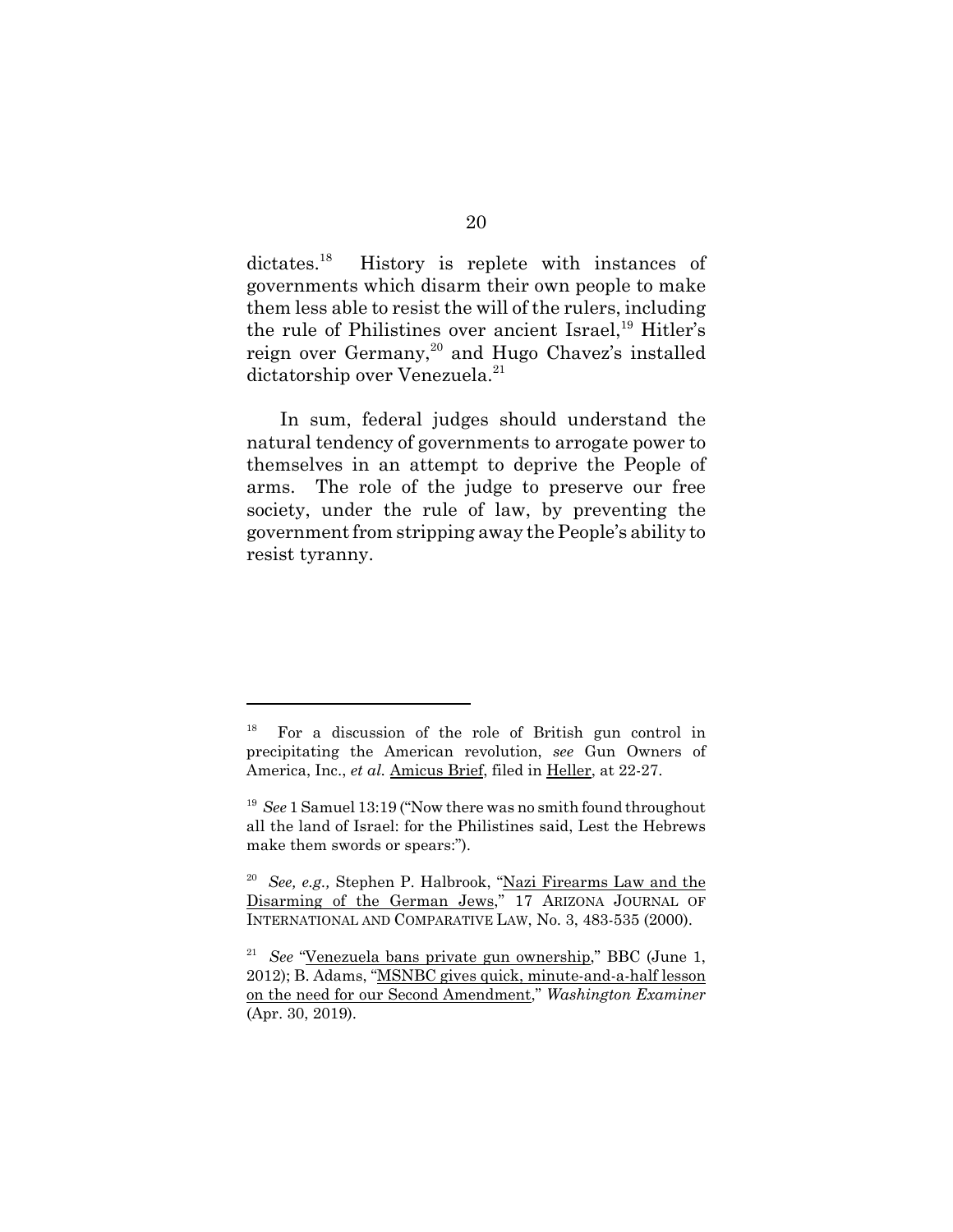dictates.[18] History is replete with instances of governments which disarm their own people to make them less able to resist the will of the rulers, including the rule of Philistines over ancient Israel,[19] Hitler's reign over Germany,[20] and Hugo Chavez's installed dictatorship over Venezuela.[21]

In sum, federal judges should understand the natural tendency of governments to arrogate power to themselves in an attempt to deprive the People of arms. The role of the judge to preserve our free society, under the rule of law, by preventing the government from stripping away the People's ability to resist tyranny.

---

[18] For a discussion of the role of British gun control in precipitating the American revolution, *see* Gun Owners of America, Inc., *et al.* Amicus Brief, filed in Heller, at 22-27.

[19] *See* 1 Samuel 13:19 ("Now there was no smith found throughout all the land of Israel: for the Philistines said, Lest the Hebrews make them swords or spears:").

[20] *See, e.g.,* Stephen P. Halbrook, "Nazi Firearms Law and the Disarming of the German Jews," 17 ARIZONA JOURNAL OF INTERNATIONAL AND COMPARATIVE LAW, No. 3, 483-535 (2000).

[21] *See* "Venezuela bans private gun ownership," BBC (June 1, 2012); B. Adams, "MSNBC gives quick, minute-and-a-half lesson on the need for our Second Amendment," *Washington Examiner* (Apr. 30, 2019).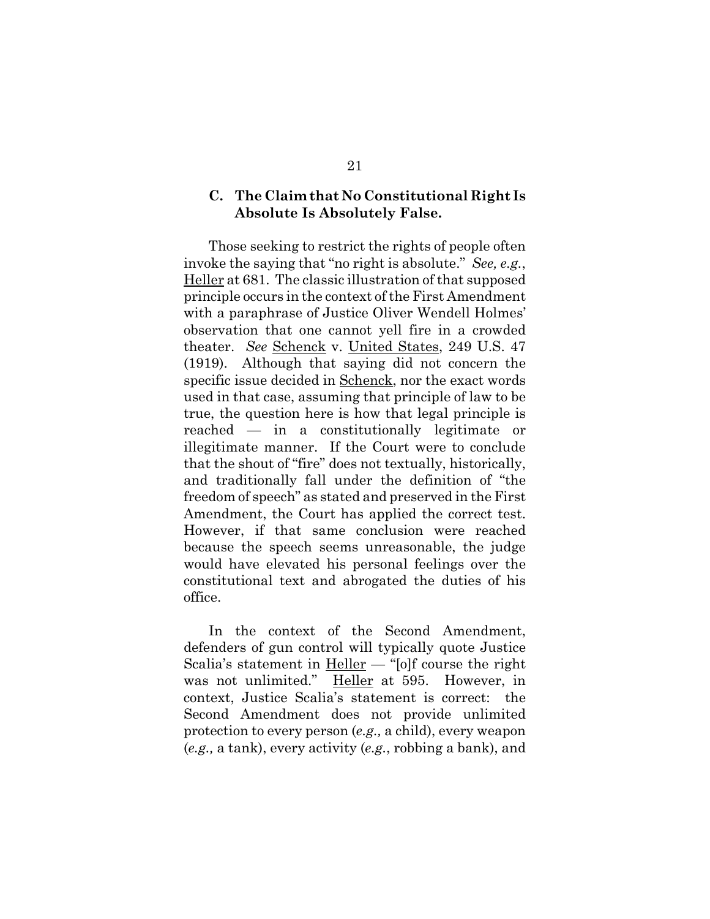### C. The Claim that No Constitutional Right Is Absolute Is Absolutely False.

Those seeking to restrict the rights of people often invoke the saying that "no right is absolute." *See, e.g.*, Heller at 681. The classic illustration of that supposed principle occurs in the context of the First Amendment with a paraphrase of Justice Oliver Wendell Holmes' observation that one cannot yell fire in a crowded theater. *See* Schenck v. United States, 249 U.S. 47 (1919). Although that saying did not concern the specific issue decided in Schenck, nor the exact words used in that case, assuming that principle of law to be true, the question here is how that legal principle is reached — in a constitutionally legitimate or illegitimate manner. If the Court were to conclude that the shout of "fire" does not textually, historically, and traditionally fall under the definition of "the freedom of speech" as stated and preserved in the First Amendment, the Court has applied the correct test. However, if that same conclusion were reached because the speech seems unreasonable, the judge would have elevated his personal feelings over the constitutional text and abrogated the duties of his office.

In the context of the Second Amendment, defenders of gun control will typically quote Justice Scalia's statement in Heller — "[o]f course the right was not unlimited." Heller at 595. However, in context, Justice Scalia's statement is correct: the Second Amendment does not provide unlimited protection to every person (*e.g.,* a child), every weapon (*e.g.,* a tank), every activity (*e.g.*, robbing a bank), and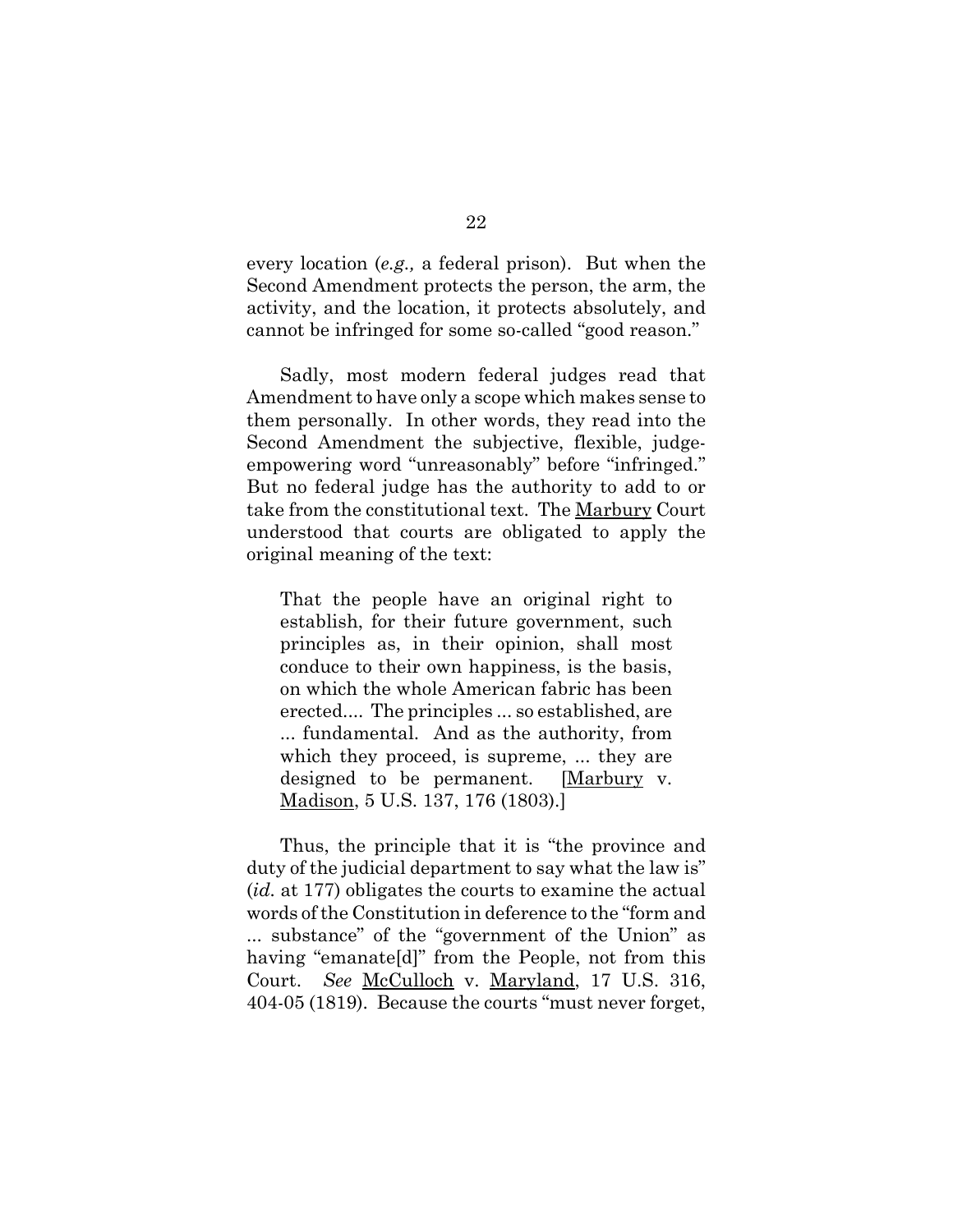every location (*e.g.,* a federal prison). But when the Second Amendment protects the person, the arm, the activity, and the location, it protects absolutely, and cannot be infringed for some so-called "good reason."

Sadly, most modern federal judges read that Amendment to have only a scope which makes sense to them personally. In other words, they read into the Second Amendment the subjective, flexible, judge-empowering word "unreasonably" before "infringed." But no federal judge has the authority to add to or take from the constitutional text. The Marbury Court understood that courts are obligated to apply the original meaning of the text:

> That the people have an original right to establish, for their future government, such principles as, in their opinion, shall most conduce to their own happiness, is the basis, on which the whole American fabric has been erected.... The principles ... so established, are ... fundamental. And as the authority, from which they proceed, is supreme, ... they are designed to be permanent. [Marbury v. Madison, 5 U.S. 137, 176 (1803).]

Thus, the principle that it is "the province and duty of the judicial department to say what the law is" (*id.* at 177) obligates the courts to examine the actual words of the Constitution in deference to the "form and ... substance" of the "government of the Union" as having "emanate[d]" from the People, not from this Court. *See* McCulloch v. Maryland, 17 U.S. 316, 404-05 (1819). Because the courts "must never forget,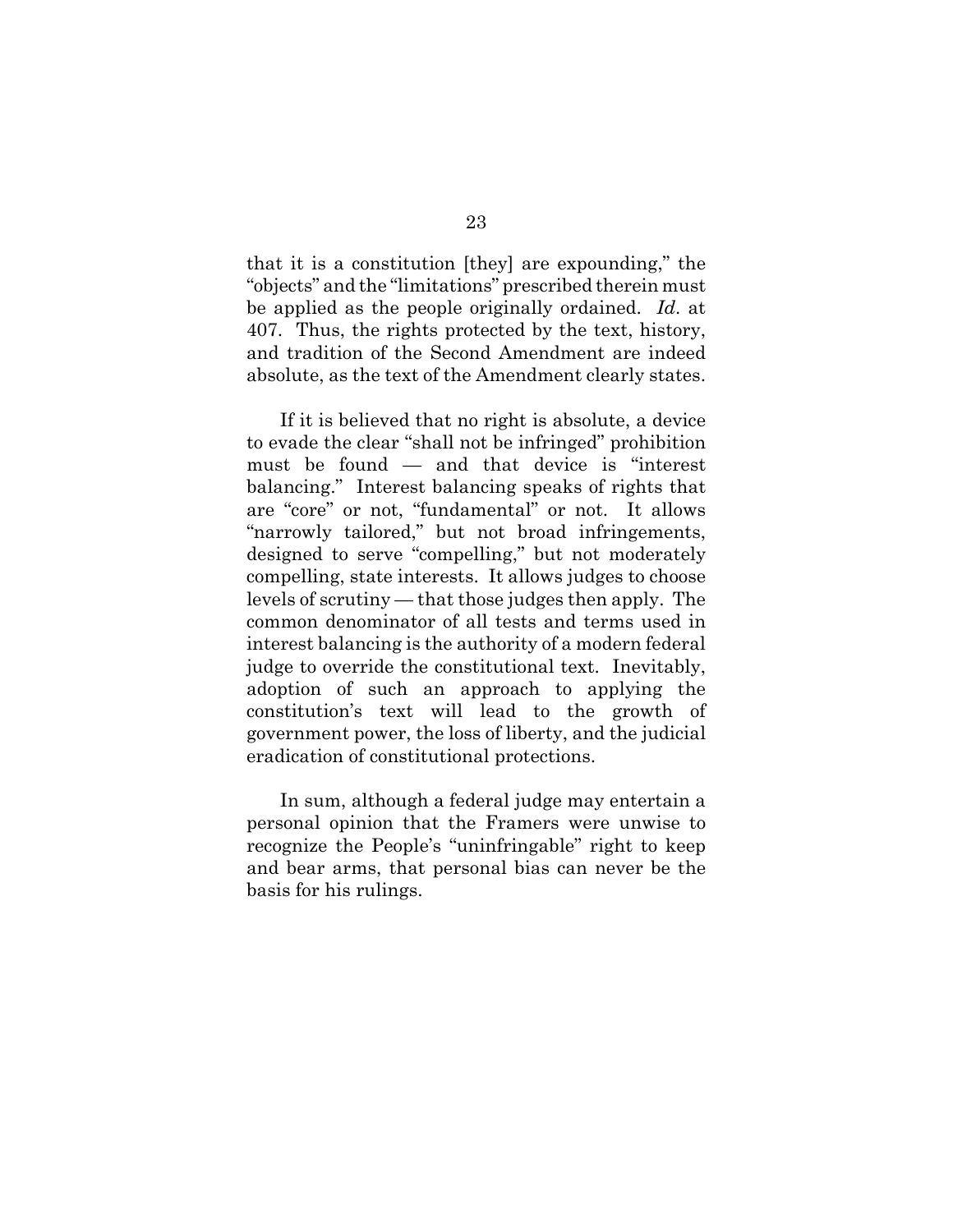that it is a constitution [they] are expounding," the "objects" and the "limitations" prescribed therein must be applied as the people originally ordained. *Id*. at 407. Thus, the rights protected by the text, history, and tradition of the Second Amendment are indeed absolute, as the text of the Amendment clearly states.

If it is believed that no right is absolute, a device to evade the clear "shall not be infringed" prohibition must be found — and that device is "interest balancing." Interest balancing speaks of rights that are "core" or not, "fundamental" or not. It allows "narrowly tailored," but not broad infringements, designed to serve "compelling," but not moderately compelling, state interests. It allows judges to choose levels of scrutiny — that those judges then apply. The common denominator of all tests and terms used in interest balancing is the authority of a modern federal judge to override the constitutional text. Inevitably, adoption of such an approach to applying the constitution's text will lead to the growth of government power, the loss of liberty, and the judicial eradication of constitutional protections.

In sum, although a federal judge may entertain a personal opinion that the Framers were unwise to recognize the People's "uninfringable" right to keep and bear arms, that personal bias can never be the basis for his rulings.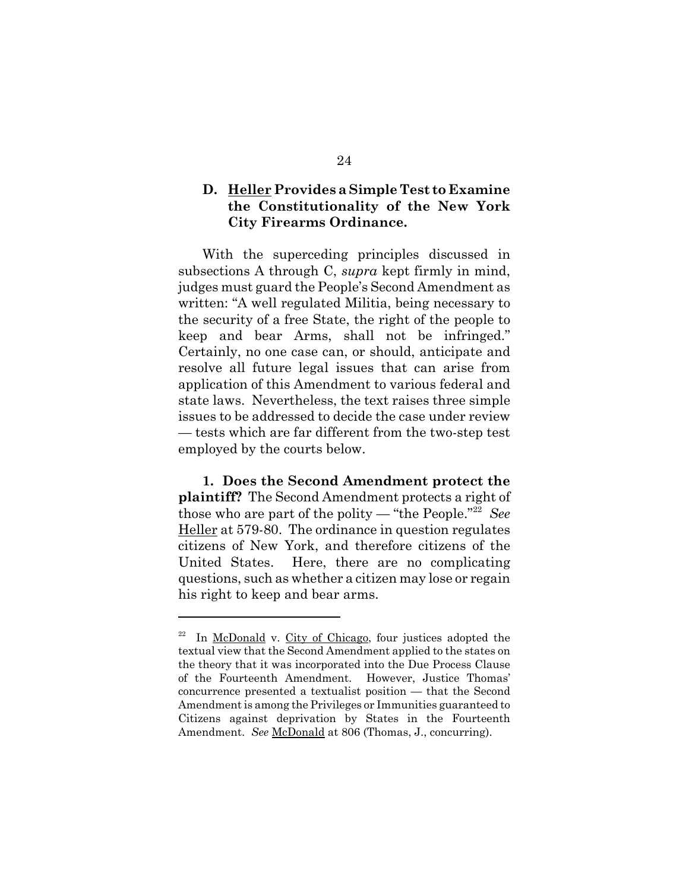### D. Heller Provides a Simple Test to Examine the Constitutionality of the New York City Firearms Ordinance.

With the superceding principles discussed in subsections A through C, *supra* kept firmly in mind, judges must guard the People's Second Amendment as written: "A well regulated Militia, being necessary to the security of a free State, the right of the people to keep and bear Arms, shall not be infringed." Certainly, no one case can, or should, anticipate and resolve all future legal issues that can arise from application of this Amendment to various federal and state laws. Nevertheless, the text raises three simple issues to be addressed to decide the case under review — tests which are far different from the two-step test employed by the courts below.

**1. Does the Second Amendment protect the plaintiff?** The Second Amendment protects a right of those who are part of the polity — "the People."[22] *See* Heller at 579-80. The ordinance in question regulates citizens of New York, and therefore citizens of the United States. Here, there are no complicating questions, such as whether a citizen may lose or regain his right to keep and bear arms.

---

[22] In McDonald v. City of Chicago, four justices adopted the textual view that the Second Amendment applied to the states on the theory that it was incorporated into the Due Process Clause of the Fourteenth Amendment. However, Justice Thomas' concurrence presented a textualist position — that the Second Amendment is among the Privileges or Immunities guaranteed to Citizens against deprivation by States in the Fourteenth Amendment. *See* McDonald at 806 (Thomas, J., concurring).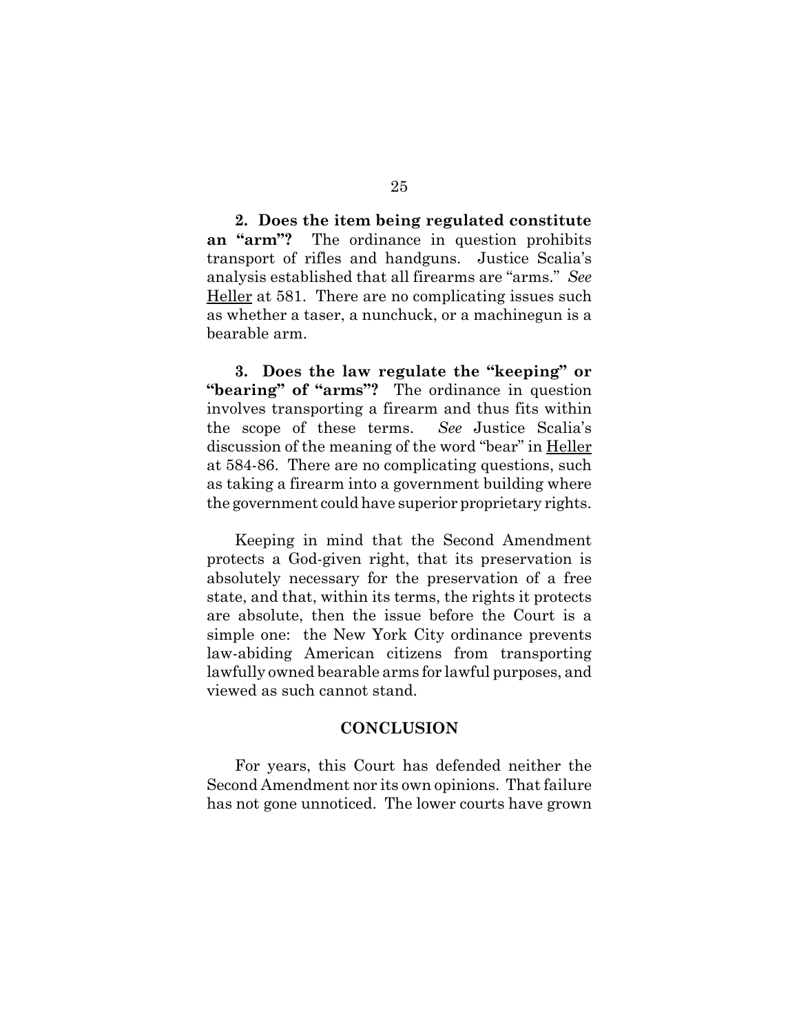**2. Does the item being regulated constitute an "arm"?** The ordinance in question prohibits transport of rifles and handguns. Justice Scalia's analysis established that all firearms are "arms." *See* Heller at 581. There are no complicating issues such as whether a taser, a nunchuck, or a machinegun is a bearable arm.

**3. Does the law regulate the "keeping" or "bearing" of "arms"?** The ordinance in question involves transporting a firearm and thus fits within the scope of these terms. *See* Justice Scalia's discussion of the meaning of the word "bear" in Heller at 584-86. There are no complicating questions, such as taking a firearm into a government building where the government could have superior proprietary rights.

Keeping in mind that the Second Amendment protects a God-given right, that its preservation is absolutely necessary for the preservation of a free state, and that, within its terms, the rights it protects are absolute, then the issue before the Court is a simple one: the New York City ordinance prevents law-abiding American citizens from transporting lawfully owned bearable arms for lawful purposes, and viewed as such cannot stand.

## CONCLUSION

For years, this Court has defended neither the Second Amendment nor its own opinions. That failure has not gone unnoticed. The lower courts have grown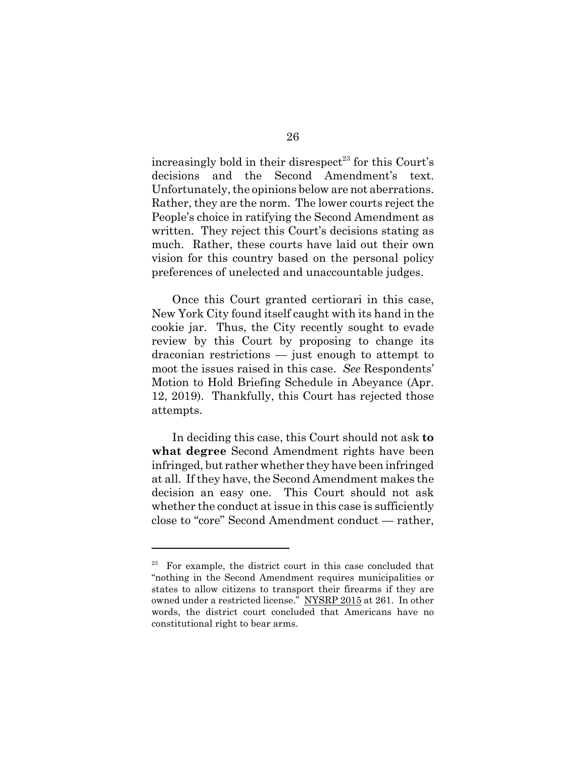increasingly bold in their disrespect[23] for this Court's decisions and the Second Amendment's text. Unfortunately, the opinions below are not aberrations. Rather, they are the norm. The lower courts reject the People's choice in ratifying the Second Amendment as written. They reject this Court's decisions stating as much. Rather, these courts have laid out their own vision for this country based on the personal policy preferences of unelected and unaccountable judges.

Once this Court granted certiorari in this case, New York City found itself caught with its hand in the cookie jar. Thus, the City recently sought to evade review by this Court by proposing to change its draconian restrictions — just enough to attempt to moot the issues raised in this case. *See* Respondents' Motion to Hold Briefing Schedule in Abeyance (Apr. 12, 2019). Thankfully, this Court has rejected those attempts.

In deciding this case, this Court should not ask **to what degree** Second Amendment rights have been infringed, but rather whether they have been infringed at all. If they have, the Second Amendment makes the decision an easy one. This Court should not ask whether the conduct at issue in this case is sufficiently close to "core" Second Amendment conduct — rather,

---

[23] For example, the district court in this case concluded that "nothing in the Second Amendment requires municipalities or states to allow citizens to transport their firearms if they are owned under a restricted license." NYSRP 2015 at 261. In other words, the district court concluded that Americans have no constitutional right to bear arms.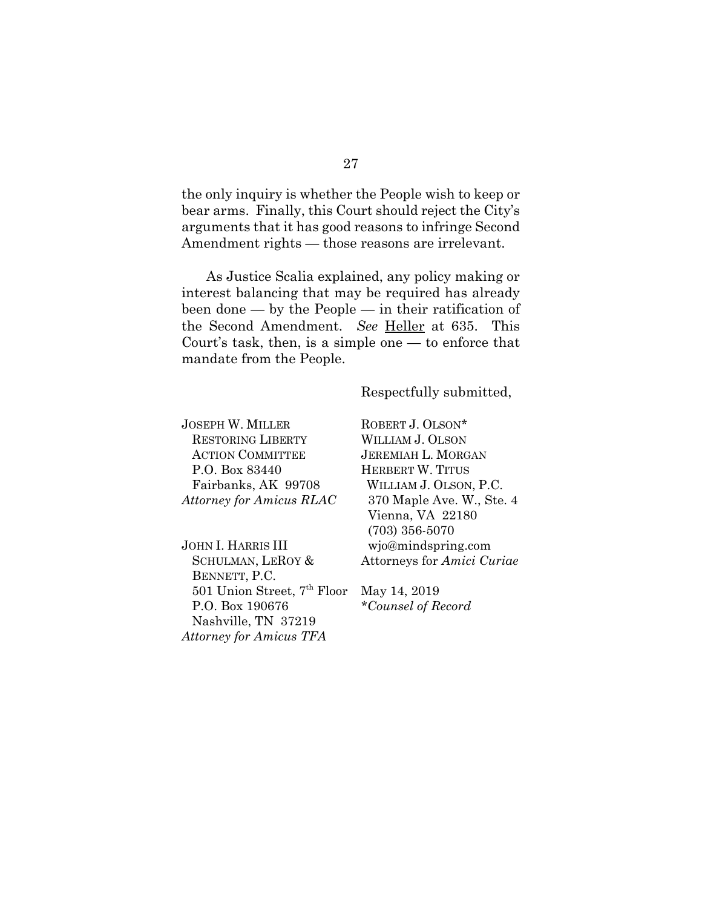the only inquiry is whether the People wish to keep or bear arms. Finally, this Court should reject the City's arguments that it has good reasons to infringe Second Amendment rights — those reasons are irrelevant.

As Justice Scalia explained, any policy making or interest balancing that may be required has already been done — by the People — in their ratification of the Second Amendment. *See* Heller at 635. This Court's task, then, is a simple one — to enforce that mandate from the People.

Respectfully submitted,

JOSEPH W. MILLER
RESTORING LIBERTY ACTION COMMITTEE
P.O. Box 83440
Fairbanks, AK 99708
*Attorney for Amicus RLAC*

JOHN I. HARRIS III
SCHULMAN, LEROY & BENNETT, P.C.
501 Union Street, 7th Floor
P.O. Box 190676
Nashville, TN 37219
*Attorney for Amicus TFA*

ROBERT J. OLSON*
WILLIAM J. OLSON
JEREMIAH L. MORGAN
HERBERT W. TITUS
WILLIAM J. OLSON, P.C.
370 Maple Ave. W., Ste. 4
Vienna, VA 22180
(703) 356-5070
wjo@mindspring.com
Attorneys for *Amici Curiae*

May 14, 2019

\**Counsel of Record*